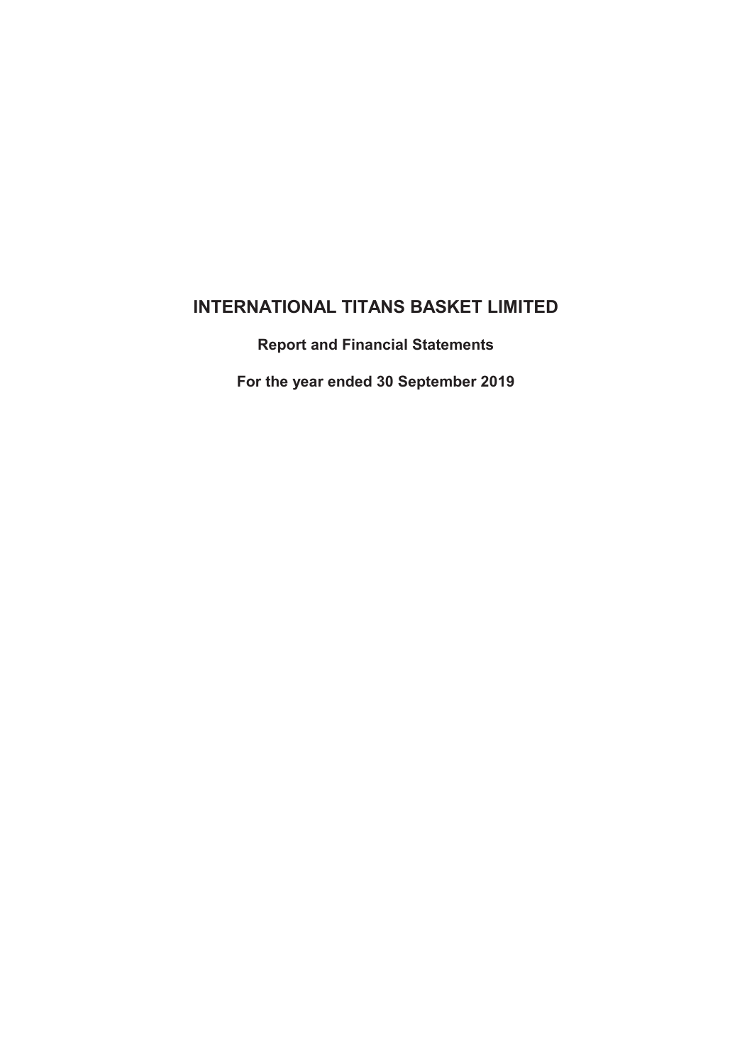# INTERNATIONAL TITANS BASKET LIMITED

**Report and Financial Statements**

**For the year ended 30 September 2019**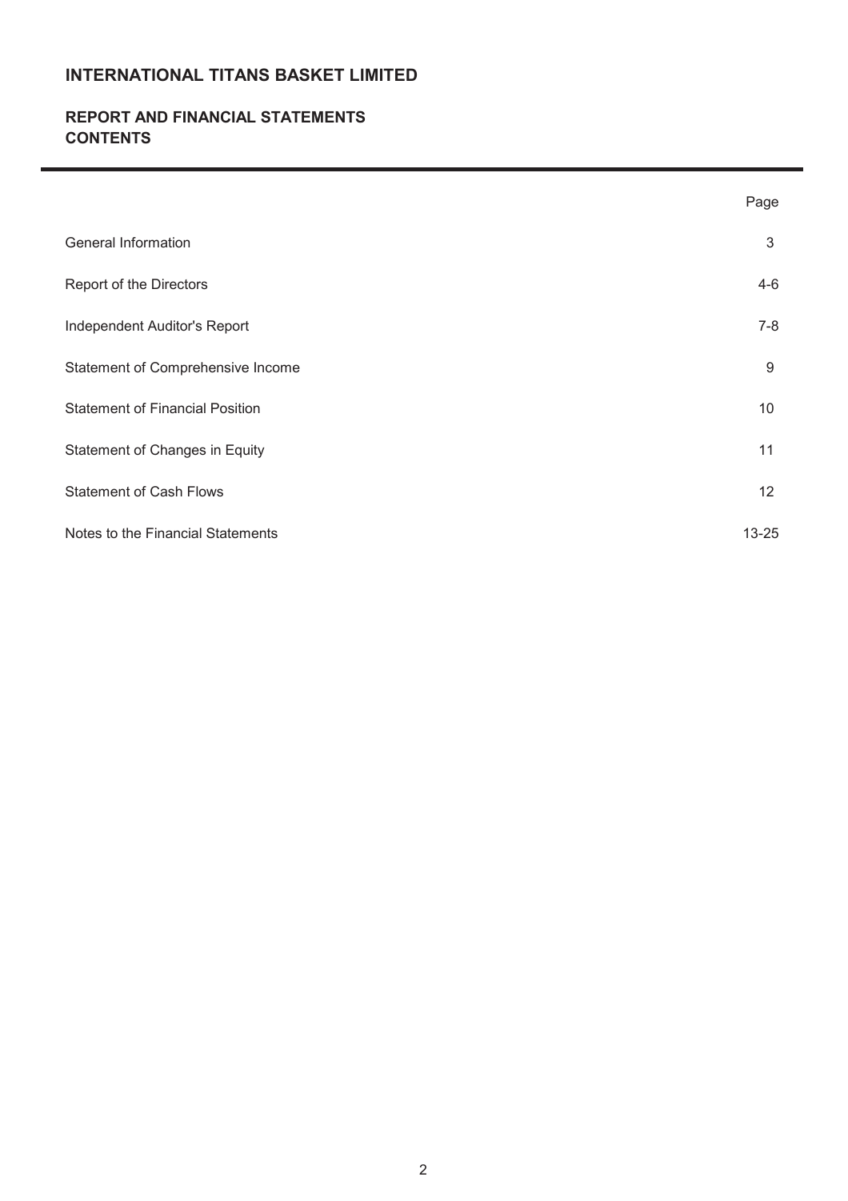# INTERNATIONAL TITANS BASKET LIMITED

## REPORT AND FINANCIAL STATEMENTS
## CONTENTS

| | Page |
|---|---|
| General Information | 3 |
| Report of the Directors | 4-6 |
| Independent Auditor's Report | 7-8 |
| Statement of Comprehensive Income | 9 |
| Statement of Financial Position | 10 |
| Statement of Changes in Equity | 11 |
| Statement of Cash Flows | 12 |
| Notes to the Financial Statements | 13-25 |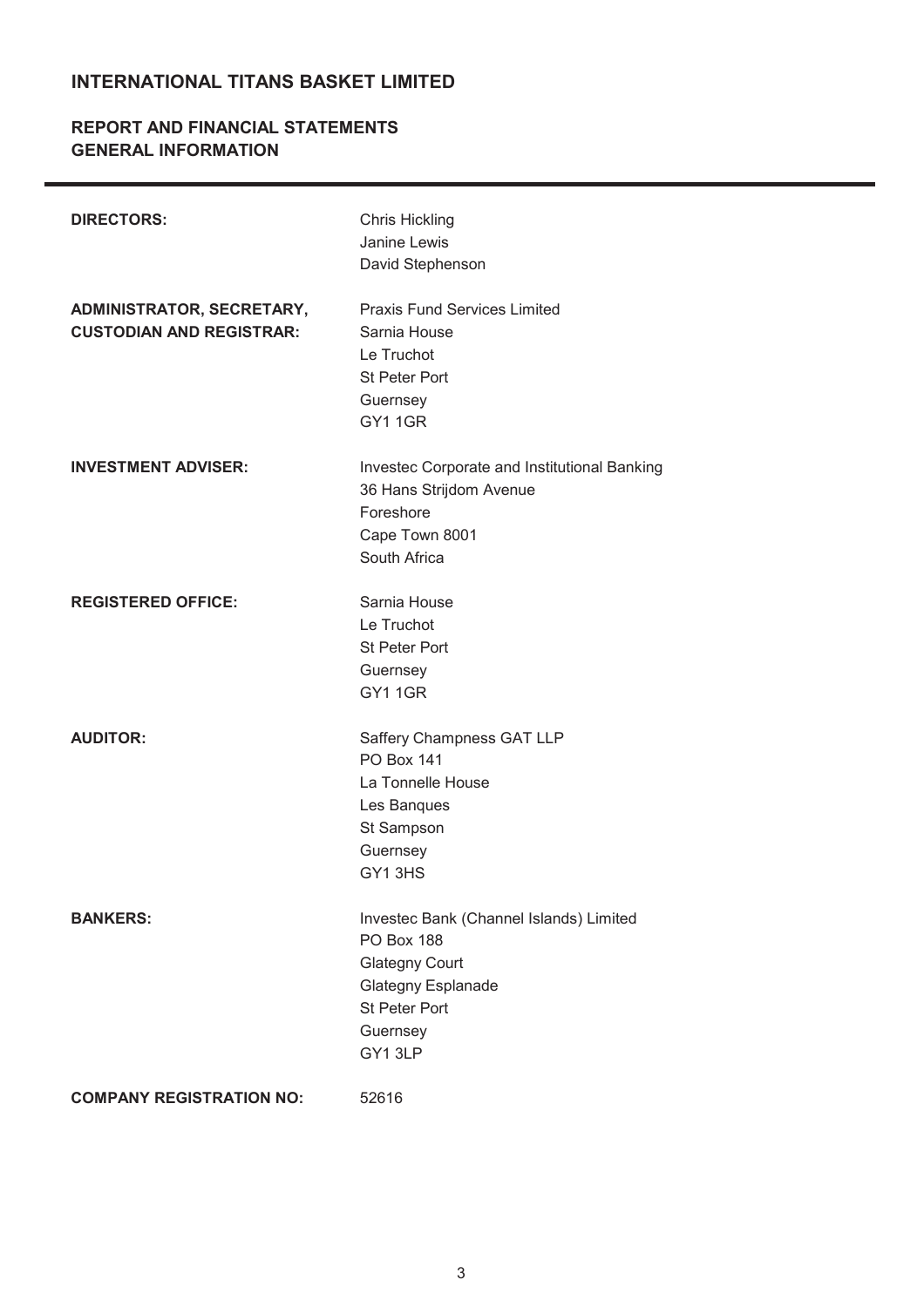## INTERNATIONAL TITANS BASKET LIMITED

### REPORT AND FINANCIAL STATEMENTS
### GENERAL INFORMATION

**DIRECTORS:**

Chris Hickling
Janine Lewis
David Stephenson

**ADMINISTRATOR, SECRETARY, CUSTODIAN AND REGISTRAR:**

Praxis Fund Services Limited
Sarnia House
Le Truchot
St Peter Port
Guernsey
GY1 1GR

**INVESTMENT ADVISER:**

Investec Corporate and Institutional Banking
36 Hans Strijdom Avenue
Foreshore
Cape Town 8001
South Africa

**REGISTERED OFFICE:**

Sarnia House
Le Truchot
St Peter Port
Guernsey
GY1 1GR

**AUDITOR:**

Saffery Champness GAT LLP
PO Box 141
La Tonnelle House
Les Banques
St Sampson
Guernsey
GY1 3HS

**BANKERS:**

Investec Bank (Channel Islands) Limited
PO Box 188
Glategny Court
Glategny Esplanade
St Peter Port
Guernsey
GY1 3LP

**COMPANY REGISTRATION NO:** 52616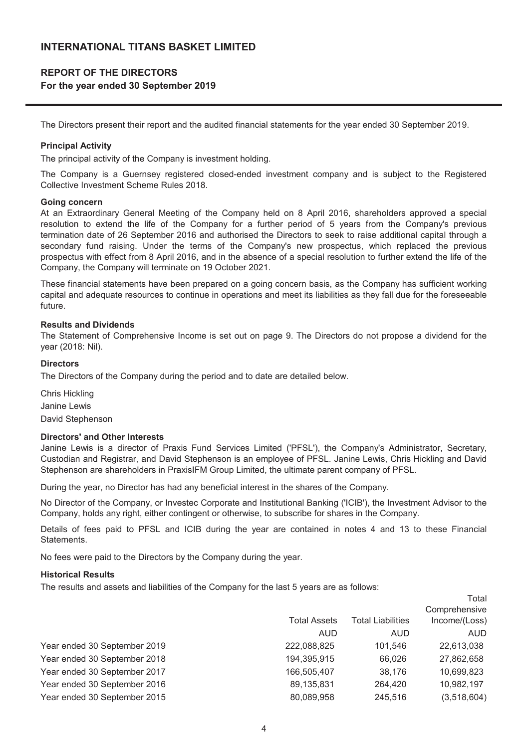# INTERNATIONAL TITANS BASKET LIMITED

## REPORT OF THE DIRECTORS
### For the year ended 30 September 2019

The Directors present their report and the audited financial statements for the year ended 30 September 2019.

**Principal Activity**

The principal activity of the Company is investment holding.

The Company is a Guernsey registered closed-ended investment company and is subject to the Registered Collective Investment Scheme Rules 2018.

**Going concern**

At an Extraordinary General Meeting of the Company held on 8 April 2016, shareholders approved a special resolution to extend the life of the Company for a further period of 5 years from the Company's previous termination date of 26 September 2016 and authorised the Directors to seek to raise additional capital through a secondary fund raising. Under the terms of the Company's new prospectus, which replaced the previous prospectus with effect from 8 April 2016, and in the absence of a special resolution to further extend the life of the Company, the Company will terminate on 19 October 2021.

These financial statements have been prepared on a going concern basis, as the Company has sufficient working capital and adequate resources to continue in operations and meet its liabilities as they fall due for the foreseeable future.

**Results and Dividends**

The Statement of Comprehensive Income is set out on page 9. The Directors do not propose a dividend for the year (2018: Nil).

**Directors**

The Directors of the Company during the period and to date are detailed below.

Chris Hickling

Janine Lewis

David Stephenson

**Directors' and Other Interests**

Janine Lewis is a director of Praxis Fund Services Limited ('PFSL'), the Company's Administrator, Secretary, Custodian and Registrar, and David Stephenson is an employee of PFSL. Janine Lewis, Chris Hickling and David Stephenson are shareholders in PraxisIFM Group Limited, the ultimate parent company of PFSL.

During the year, no Director has had any beneficial interest in the shares of the Company.

No Director of the Company, or Investec Corporate and Institutional Banking ('ICIB'), the Investment Advisor to the Company, holds any right, either contingent or otherwise, to subscribe for shares in the Company.

Details of fees paid to PFSL and ICIB during the year are contained in notes 4 and 13 to these Financial Statements.

No fees were paid to the Directors by the Company during the year.

**Historical Results**

The results and assets and liabilities of the Company for the last 5 years are as follows:

| | Total Assets | Total Liabilities | Total Comprehensive Income/(Loss) |
|---|---|---|---|
| | AUD | AUD | AUD |
| Year ended 30 September 2019 | 222,088,825 | 101,546 | 22,613,038 |
| Year ended 30 September 2018 | 194,395,915 | 66,026 | 27,862,658 |
| Year ended 30 September 2017 | 166,505,407 | 38,176 | 10,699,823 |
| Year ended 30 September 2016 | 89,135,831 | 264,420 | 10,982,197 |
| Year ended 30 September 2015 | 80,089,958 | 245,516 | (3,518,604) |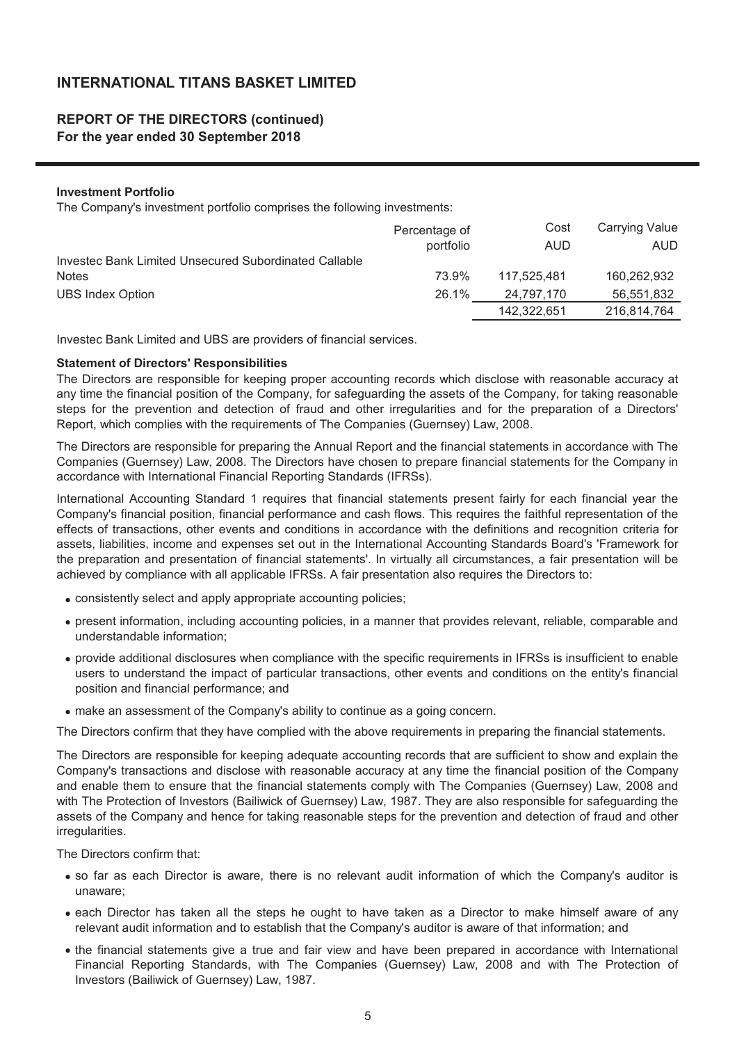# INTERNATIONAL TITANS BASKET LIMITED

## REPORT OF THE DIRECTORS (continued)
**For the year ended 30 September 2018**

**Investment Portfolio**

The Company's investment portfolio comprises the following investments:

| | Percentage of portfolio | Cost AUD | Carrying Value AUD |
|---|---|---|---|
| Investec Bank Limited Unsecured Subordinated Callable Notes | 73.9% | 117,525,481 | 160,262,932 |
| UBS Index Option | 26.1% | 24,797,170 | 56,551,832 |
| | | 142,322,651 | 216,814,764 |

Investec Bank Limited and UBS are providers of financial services.

**Statement of Directors' Responsibilities**

The Directors are responsible for keeping proper accounting records which disclose with reasonable accuracy at any time the financial position of the Company, for safeguarding the assets of the Company, for taking reasonable steps for the prevention and detection of fraud and other irregularities and for the preparation of a Directors' Report, which complies with the requirements of The Companies (Guernsey) Law, 2008.

The Directors are responsible for preparing the Annual Report and the financial statements in accordance with The Companies (Guernsey) Law, 2008. The Directors have chosen to prepare financial statements for the Company in accordance with International Financial Reporting Standards (IFRSs).

International Accounting Standard 1 requires that financial statements present fairly for each financial year the Company's financial position, financial performance and cash flows. This requires the faithful representation of the effects of transactions, other events and conditions in accordance with the definitions and recognition criteria for assets, liabilities, income and expenses set out in the International Accounting Standards Board's 'Framework for the preparation and presentation of financial statements'. In virtually all circumstances, a fair presentation will be achieved by compliance with all applicable IFRSs. A fair presentation also requires the Directors to:

- consistently select and apply appropriate accounting policies;
- present information, including accounting policies, in a manner that provides relevant, reliable, comparable and understandable information;
- provide additional disclosures when compliance with the specific requirements in IFRSs is insufficient to enable users to understand the impact of particular transactions, other events and conditions on the entity's financial position and financial performance; and
- make an assessment of the Company's ability to continue as a going concern.

The Directors confirm that they have complied with the above requirements in preparing the financial statements.

The Directors are responsible for keeping adequate accounting records that are sufficient to show and explain the Company's transactions and disclose with reasonable accuracy at any time the financial position of the Company and enable them to ensure that the financial statements comply with The Companies (Guernsey) Law, 2008 and with The Protection of Investors (Bailiwick of Guernsey) Law, 1987. They are also responsible for safeguarding the assets of the Company and hence for taking reasonable steps for the prevention and detection of fraud and other irregularities.

The Directors confirm that:

- so far as each Director is aware, there is no relevant audit information of which the Company's auditor is unaware;
- each Director has taken all the steps he ought to have taken as a Director to make himself aware of any relevant audit information and to establish that the Company's auditor is aware of that information; and
- the financial statements give a true and fair view and have been prepared in accordance with International Financial Reporting Standards, with The Companies (Guernsey) Law, 2008 and with The Protection of Investors (Bailiwick of Guernsey) Law, 1987.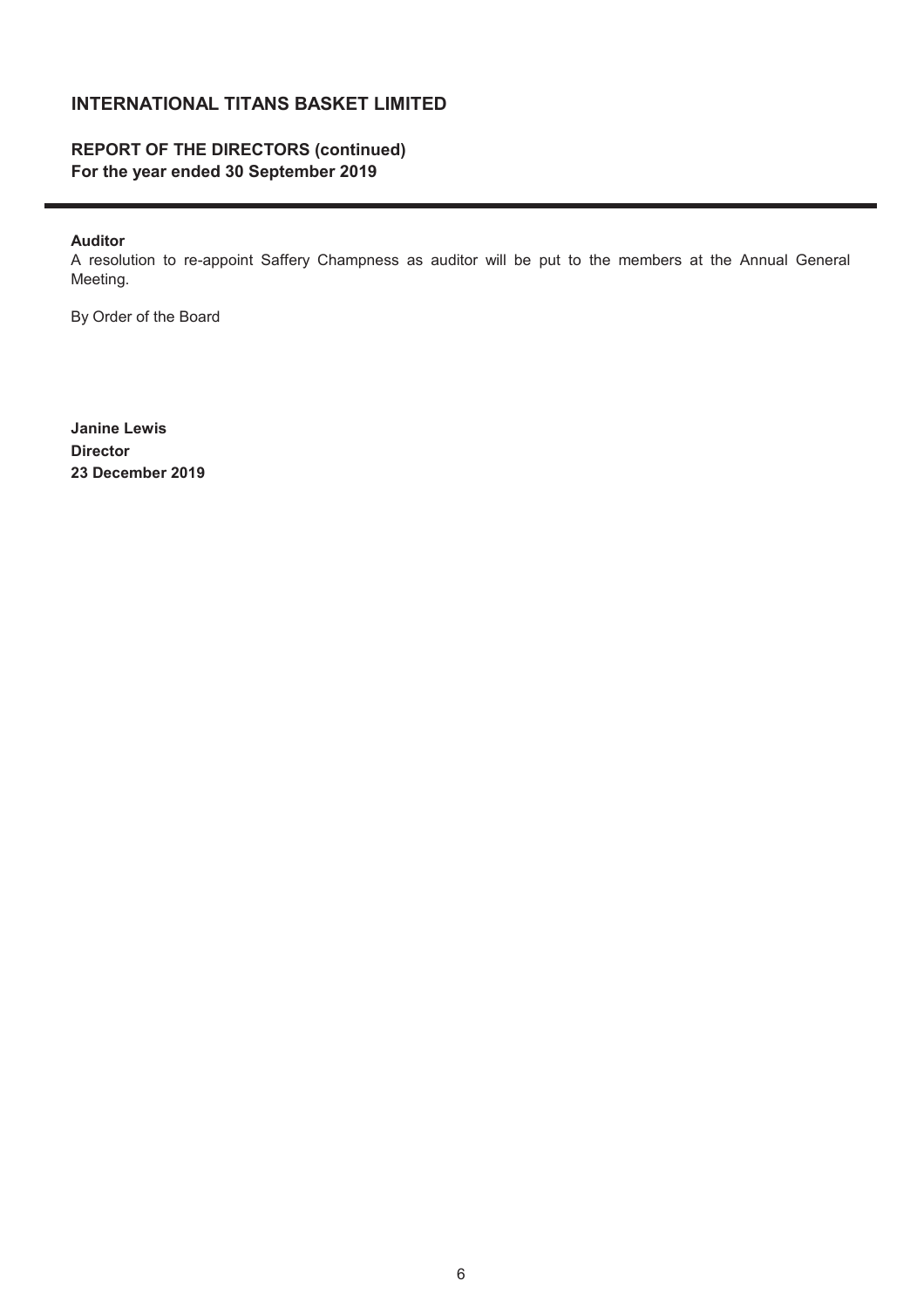# INTERNATIONAL TITANS BASKET LIMITED

## REPORT OF THE DIRECTORS (continued)
**For the year ended 30 September 2019**

**Auditor**
A resolution to re-appoint Saffery Champness as auditor will be put to the members at the Annual General Meeting.

By Order of the Board

**Janine Lewis**
**Director**
**23 December 2019**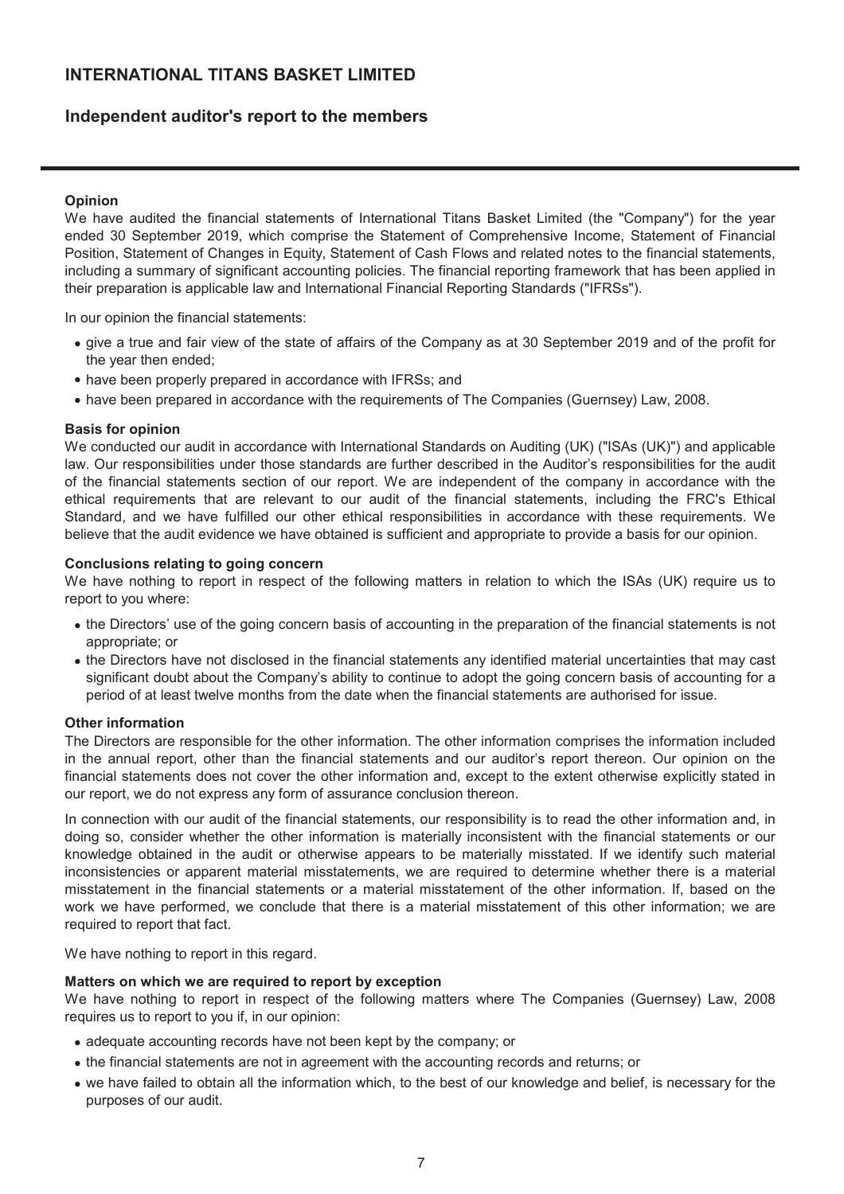# INTERNATIONAL TITANS BASKET LIMITED

## Independent auditor's report to the members

**Opinion**

We have audited the financial statements of International Titans Basket Limited (the "Company") for the year ended 30 September 2019, which comprise the Statement of Comprehensive Income, Statement of Financial Position, Statement of Changes in Equity, Statement of Cash Flows and related notes to the financial statements, including a summary of significant accounting policies. The financial reporting framework that has been applied in their preparation is applicable law and International Financial Reporting Standards ("IFRSs").

In our opinion the financial statements:

- give a true and fair view of the state of affairs of the Company as at 30 September 2019 and of the profit for the year then ended;
- have been properly prepared in accordance with IFRSs; and
- have been prepared in accordance with the requirements of The Companies (Guernsey) Law, 2008.

**Basis for opinion**

We conducted our audit in accordance with International Standards on Auditing (UK) ("ISAs (UK)") and applicable law. Our responsibilities under those standards are further described in the Auditor's responsibilities for the audit of the financial statements section of our report. We are independent of the company in accordance with the ethical requirements that are relevant to our audit of the financial statements, including the FRC's Ethical Standard, and we have fulfilled our other ethical responsibilities in accordance with these requirements. We believe that the audit evidence we have obtained is sufficient and appropriate to provide a basis for our opinion.

**Conclusions relating to going concern**

We have nothing to report in respect of the following matters in relation to which the ISAs (UK) require us to report to you where:

- the Directors' use of the going concern basis of accounting in the preparation of the financial statements is not appropriate; or
- the Directors have not disclosed in the financial statements any identified material uncertainties that may cast significant doubt about the Company's ability to continue to adopt the going concern basis of accounting for a period of at least twelve months from the date when the financial statements are authorised for issue.

**Other information**

The Directors are responsible for the other information. The other information comprises the information included in the annual report, other than the financial statements and our auditor's report thereon. Our opinion on the financial statements does not cover the other information and, except to the extent otherwise explicitly stated in our report, we do not express any form of assurance conclusion thereon.

In connection with our audit of the financial statements, our responsibility is to read the other information and, in doing so, consider whether the other information is materially inconsistent with the financial statements or our knowledge obtained in the audit or otherwise appears to be materially misstated. If we identify such material inconsistencies or apparent material misstatements, we are required to determine whether there is a material misstatement in the financial statements or a material misstatement of the other information. If, based on the work we have performed, we conclude that there is a material misstatement of this other information; we are required to report that fact.

We have nothing to report in this regard.

**Matters on which we are required to report by exception**

We have nothing to report in respect of the following matters where The Companies (Guernsey) Law, 2008 requires us to report to you if, in our opinion:

- adequate accounting records have not been kept by the company; or
- the financial statements are not in agreement with the accounting records and returns; or
- we have failed to obtain all the information which, to the best of our knowledge and belief, is necessary for the purposes of our audit.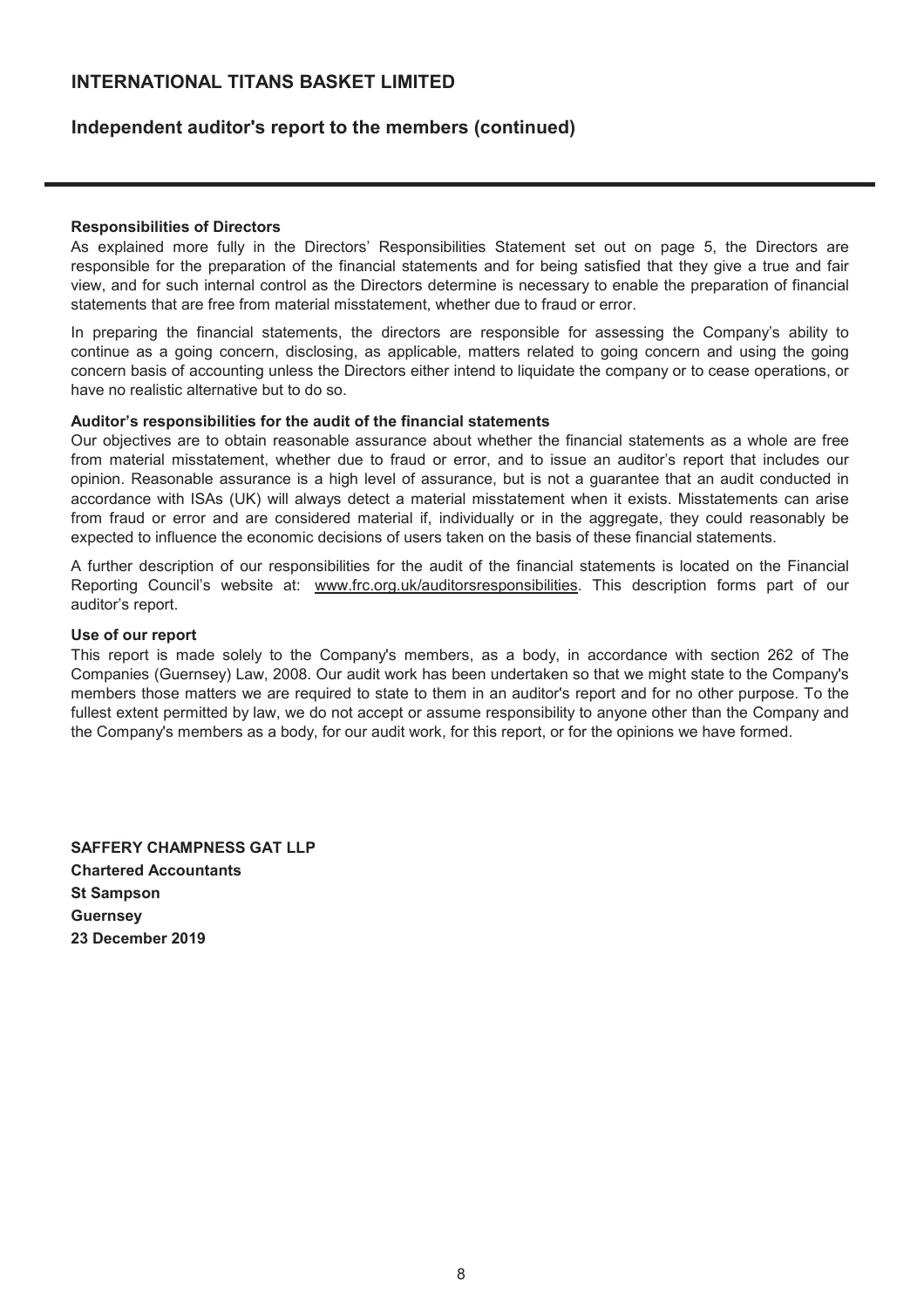# INTERNATIONAL TITANS BASKET LIMITED

## Independent auditor's report to the members (continued)

**Responsibilities of Directors**

As explained more fully in the Directors' Responsibilities Statement set out on page 5, the Directors are responsible for the preparation of the financial statements and for being satisfied that they give a true and fair view, and for such internal control as the Directors determine is necessary to enable the preparation of financial statements that are free from material misstatement, whether due to fraud or error.

In preparing the financial statements, the directors are responsible for assessing the Company's ability to continue as a going concern, disclosing, as applicable, matters related to going concern and using the going concern basis of accounting unless the Directors either intend to liquidate the company or to cease operations, or have no realistic alternative but to do so.

**Auditor's responsibilities for the audit of the financial statements**

Our objectives are to obtain reasonable assurance about whether the financial statements as a whole are free from material misstatement, whether due to fraud or error, and to issue an auditor's report that includes our opinion. Reasonable assurance is a high level of assurance, but is not a guarantee that an audit conducted in accordance with ISAs (UK) will always detect a material misstatement when it exists. Misstatements can arise from fraud or error and are considered material if, individually or in the aggregate, they could reasonably be expected to influence the economic decisions of users taken on the basis of these financial statements.

A further description of our responsibilities for the audit of the financial statements is located on the Financial Reporting Council's website at: www.frc.org.uk/auditorsresponsibilities. This description forms part of our auditor's report.

**Use of our report**

This report is made solely to the Company's members, as a body, in accordance with section 262 of The Companies (Guernsey) Law, 2008. Our audit work has been undertaken so that we might state to the Company's members those matters we are required to state to them in an auditor's report and for no other purpose. To the fullest extent permitted by law, we do not accept or assume responsibility to anyone other than the Company and the Company's members as a body, for our audit work, for this report, or for the opinions we have formed.

**SAFFERY CHAMPNESS GAT LLP**
**Chartered Accountants**
**St Sampson**
**Guernsey**
**23 December 2019**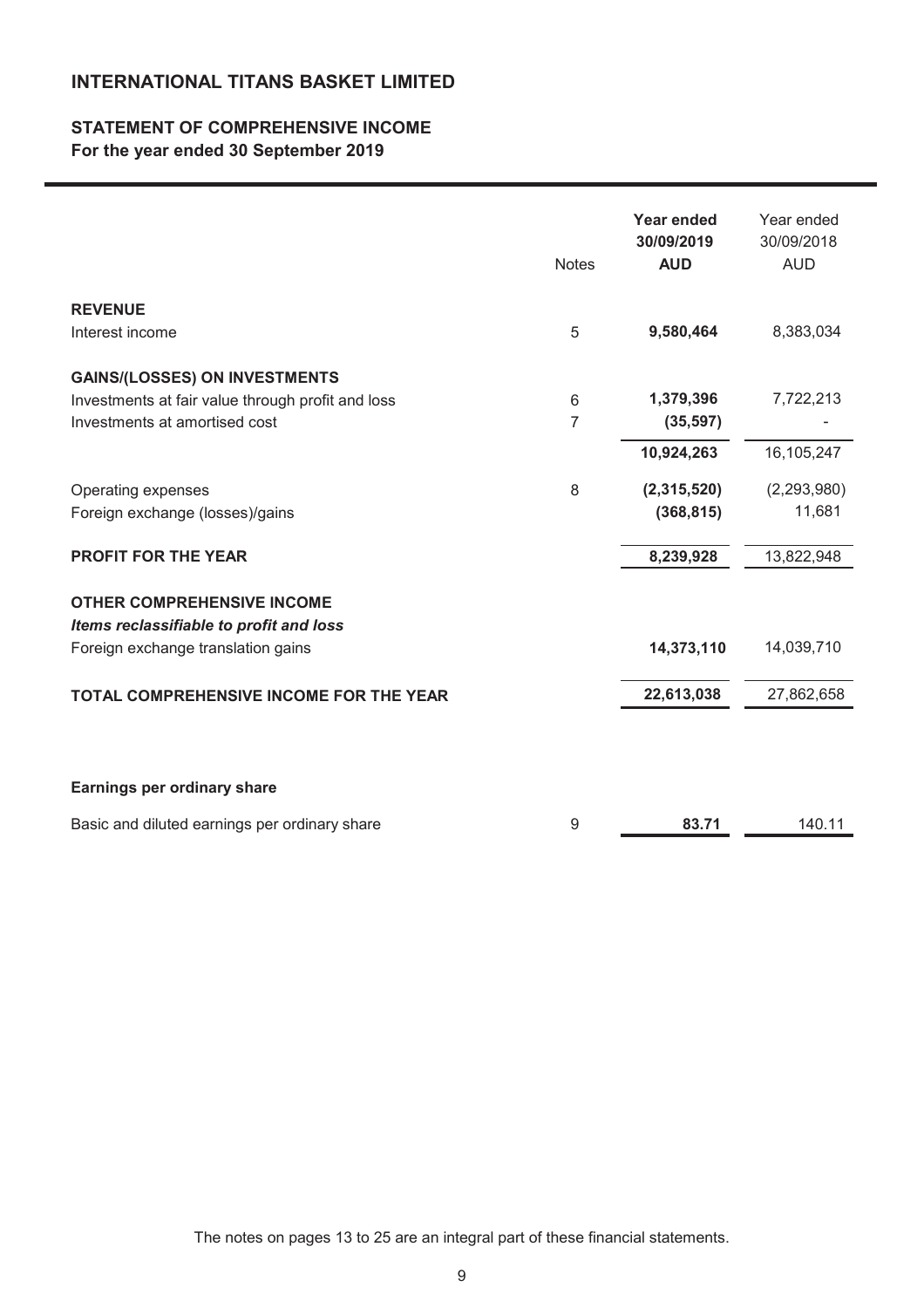# INTERNATIONAL TITANS BASKET LIMITED

## STATEMENT OF COMPREHENSIVE INCOME
**For the year ended 30 September 2019**

| | Notes | **Year ended 30/09/2019 AUD** | Year ended 30/09/2018 AUD |
|---|---|---|---|
| **REVENUE** | | | |
| Interest income | 5 | **9,580,464** | 8,383,034 |
| **GAINS/(LOSSES) ON INVESTMENTS** | | | |
| Investments at fair value through profit and loss | 6 | **1,379,396** | 7,722,213 |
| Investments at amortised cost | 7 | **(35,597)** | - |
| | | **10,924,263** | 16,105,247 |
| Operating expenses | 8 | **(2,315,520)** | (2,293,980) |
| Foreign exchange (losses)/gains | | **(368,815)** | 11,681 |
| **PROFIT FOR THE YEAR** | | **8,239,928** | 13,822,948 |
| **OTHER COMPREHENSIVE INCOME** | | | |
| ***Items reclassifiable to profit and loss*** | | | |
| Foreign exchange translation gains | | **14,373,110** | 14,039,710 |
| **TOTAL COMPREHENSIVE INCOME FOR THE YEAR** | | **22,613,038** | 27,862,658 |
| **Earnings per ordinary share** | | | |
| Basic and diluted earnings per ordinary share | 9 | **83.71** | 140.11 |

The notes on pages 13 to 25 are an integral part of these financial statements.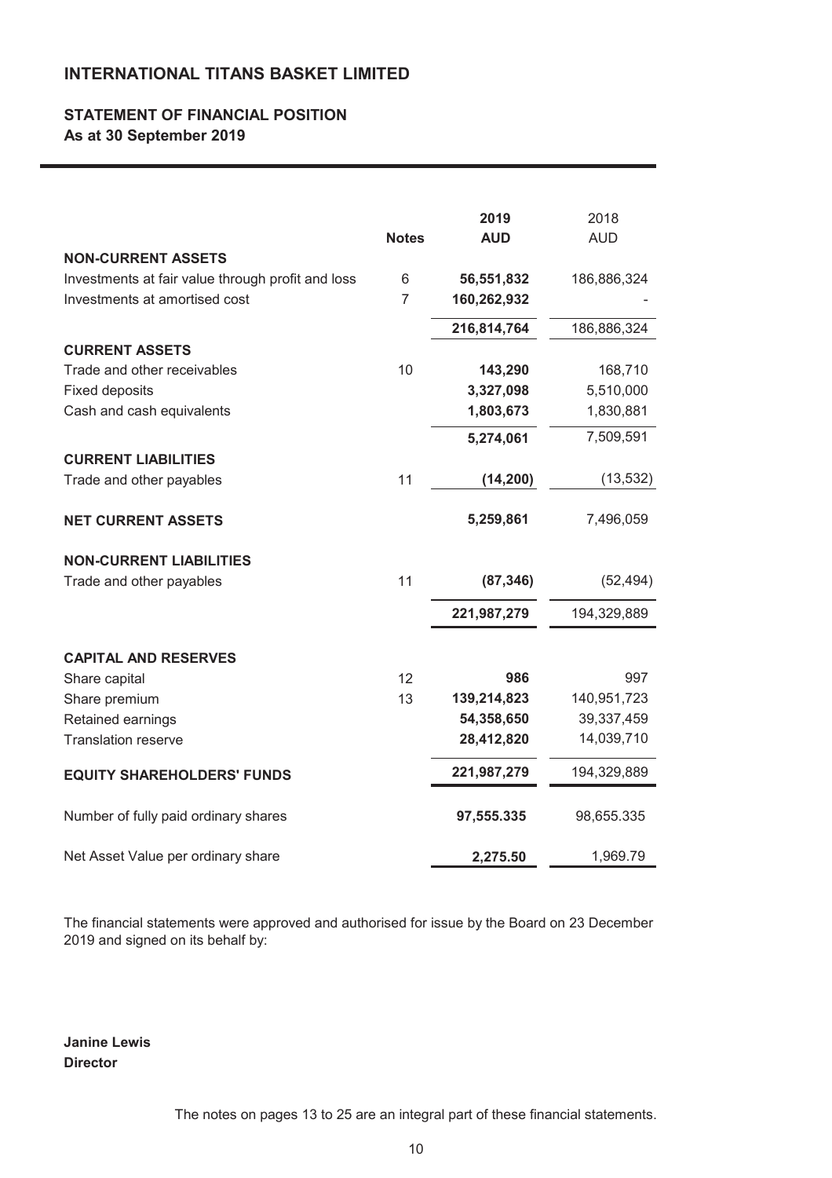# INTERNATIONAL TITANS BASKET LIMITED

## STATEMENT OF FINANCIAL POSITION
**As at 30 September 2019**

| | Notes | 2019 AUD | 2018 AUD |
|---|---|---|---|
| **NON-CURRENT ASSETS** | | | |
| Investments at fair value through profit and loss | 6 | **56,551,832** | 186,886,324 |
| Investments at amortised cost | 7 | **160,262,932** | - |
| | | **216,814,764** | 186,886,324 |
| **CURRENT ASSETS** | | | |
| Trade and other receivables | 10 | **143,290** | 168,710 |
| Fixed deposits | | **3,327,098** | 5,510,000 |
| Cash and cash equivalents | | **1,803,673** | 1,830,881 |
| | | **5,274,061** | 7,509,591 |
| **CURRENT LIABILITIES** | | | |
| Trade and other payables | 11 | **(14,200)** | (13,532) |
| **NET CURRENT ASSETS** | | **5,259,861** | 7,496,059 |
| **NON-CURRENT LIABILITIES** | | | |
| Trade and other payables | 11 | **(87,346)** | (52,494) |
| | | **221,987,279** | 194,329,889 |
| **CAPITAL AND RESERVES** | | | |
| Share capital | 12 | **986** | 997 |
| Share premium | 13 | **139,214,823** | 140,951,723 |
| Retained earnings | | **54,358,650** | 39,337,459 |
| Translation reserve | | **28,412,820** | 14,039,710 |
| **EQUITY SHAREHOLDERS' FUNDS** | | **221,987,279** | 194,329,889 |
| Number of fully paid ordinary shares | | **97,555.335** | 98,655.335 |
| Net Asset Value per ordinary share | | **2,275.50** | 1,969.79 |

The financial statements were approved and authorised for issue by the Board on 23 December 2019 and signed on its behalf by:

**Janine Lewis**
**Director**

The notes on pages 13 to 25 are an integral part of these financial statements.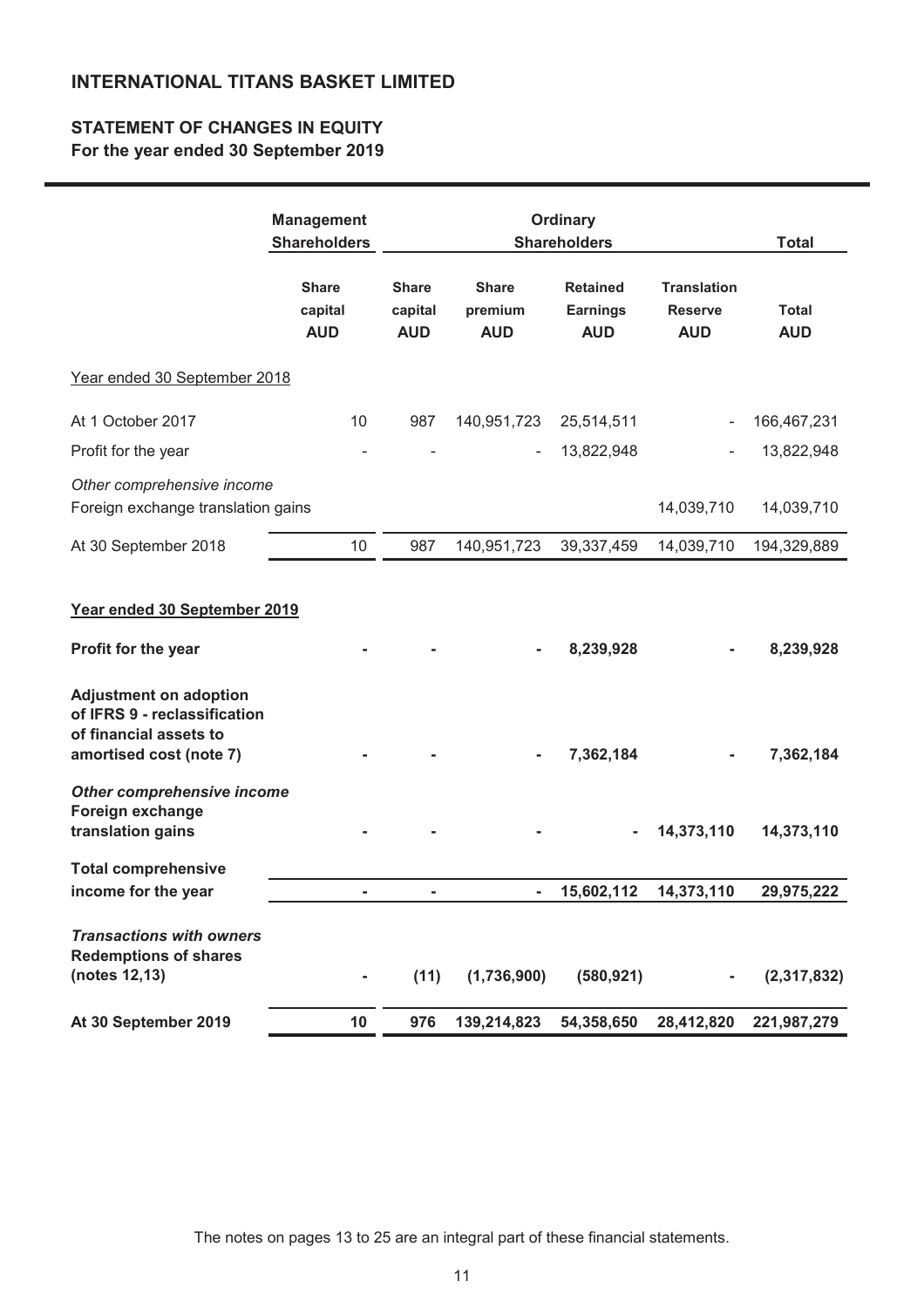# INTERNATIONAL TITANS BASKET LIMITED

## STATEMENT OF CHANGES IN EQUITY
**For the year ended 30 September 2019**

| | Management Shareholders | Ordinary Shareholders | | | | Total |
|---|---|---|---|---|---|---|
| | Share capital AUD | Share capital AUD | Share premium AUD | Retained Earnings AUD | Translation Reserve AUD | Total AUD |
| Year ended 30 September 2018 | | | | | | |
| At 1 October 2017 | 10 | 987 | 140,951,723 | 25,514,511 | - | 166,467,231 |
| Profit for the year | - | - | - | 13,822,948 | - | 13,822,948 |
| *Other comprehensive income* Foreign exchange translation gains | | | | | 14,039,710 | 14,039,710 |
| At 30 September 2018 | 10 | 987 | 140,951,723 | 39,337,459 | 14,039,710 | 194,329,889 |
| **Year ended 30 September 2019** | | | | | | |
| **Profit for the year** | **-** | **-** | **-** | **8,239,928** | **-** | **8,239,928** |
| **Adjustment on adoption of IFRS 9 - reclassification of financial assets to amortised cost (note 7)** | **-** | **-** | **-** | **7,362,184** | **-** | **7,362,184** |
| ***Other comprehensive income*** **Foreign exchange translation gains** | **-** | **-** | **-** | **-** | **14,373,110** | **14,373,110** |
| **Total comprehensive income for the year** | **-** | **-** | **-** | **15,602,112** | **14,373,110** | **29,975,222** |
| ***Transactions with owners*** **Redemptions of shares (notes 12,13)** | **-** | **(11)** | **(1,736,900)** | **(580,921)** | **-** | **(2,317,832)** |
| **At 30 September 2019** | **10** | **976** | **139,214,823** | **54,358,650** | **28,412,820** | **221,987,279** |

The notes on pages 13 to 25 are an integral part of these financial statements.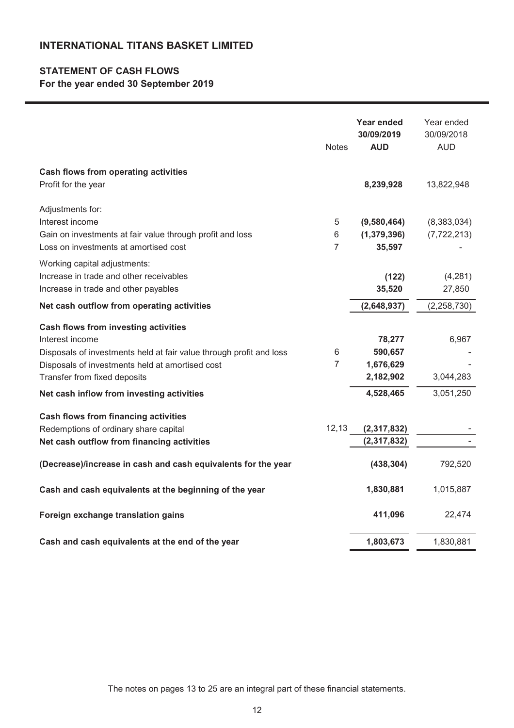# INTERNATIONAL TITANS BASKET LIMITED

## STATEMENT OF CASH FLOWS
**For the year ended 30 September 2019**

| | Notes | **Year ended 30/09/2019 AUD** | Year ended 30/09/2018 AUD |
|---|---|---|---|
| **Cash flows from operating activities** | | | |
| Profit for the year | | **8,239,928** | 13,822,948 |
| Adjustments for: | | | |
| Interest income | 5 | **(9,580,464)** | (8,383,034) |
| Gain on investments at fair value through profit and loss | 6 | **(1,379,396)** | (7,722,213) |
| Loss on investments at amortised cost | 7 | **35,597** | - |
| Working capital adjustments: | | | |
| Increase in trade and other receivables | | **(122)** | (4,281) |
| Increase in trade and other payables | | **35,520** | 27,850 |
| **Net cash outflow from operating activities** | | **(2,648,937)** | (2,258,730) |
| **Cash flows from investing activities** | | | |
| Interest income | | **78,277** | 6,967 |
| Disposals of investments held at fair value through profit and loss | 6 | **590,657** | - |
| Disposals of investments held at amortised cost | 7 | **1,676,629** | - |
| Transfer from fixed deposits | | **2,182,902** | 3,044,283 |
| **Net cash inflow from investing activities** | | **4,528,465** | 3,051,250 |
| **Cash flows from financing activities** | | | |
| Redemptions of ordinary share capital | 12,13 | **(2,317,832)** | - |
| **Net cash outflow from financing activities** | | **(2,317,832)** | - |
| **(Decrease)/increase in cash and cash equivalents for the year** | | **(438,304)** | 792,520 |
| **Cash and cash equivalents at the beginning of the year** | | **1,830,881** | 1,015,887 |
| **Foreign exchange translation gains** | | **411,096** | 22,474 |
| **Cash and cash equivalents at the end of the year** | | **1,803,673** | 1,830,881 |

The notes on pages 13 to 25 are an integral part of these financial statements.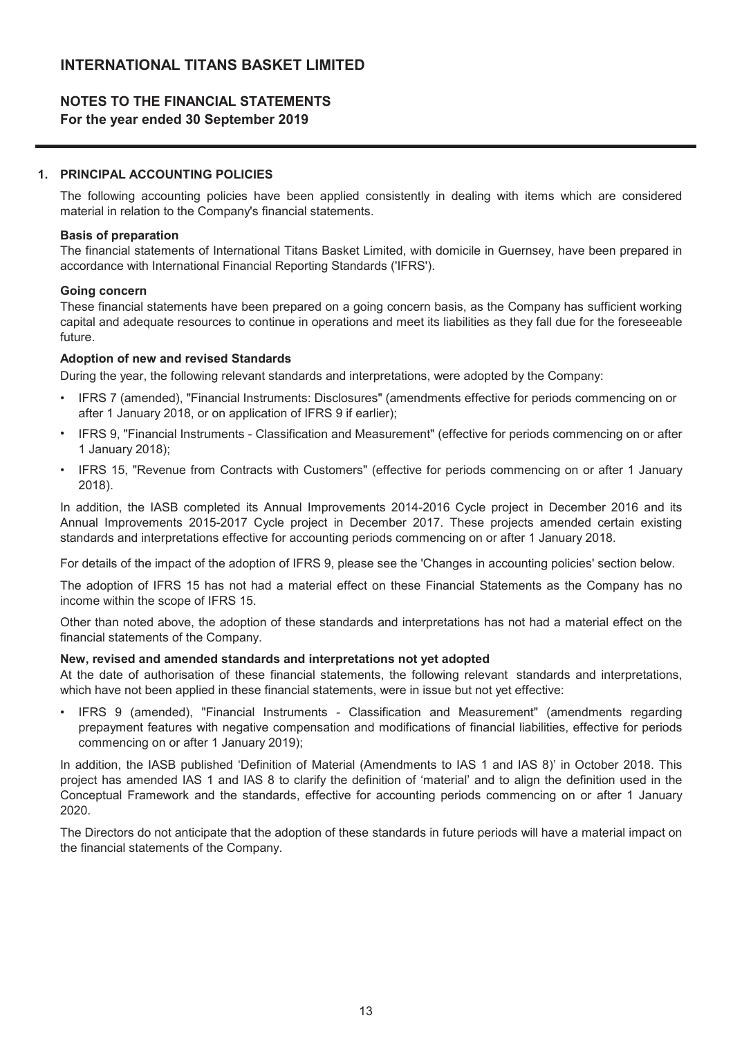# INTERNATIONAL TITANS BASKET LIMITED

## NOTES TO THE FINANCIAL STATEMENTS
**For the year ended 30 September 2019**

### 1. PRINCIPAL ACCOUNTING POLICIES

The following accounting policies have been applied consistently in dealing with items which are considered material in relation to the Company's financial statements.

**Basis of preparation**

The financial statements of International Titans Basket Limited, with domicile in Guernsey, have been prepared in accordance with International Financial Reporting Standards ('IFRS').

**Going concern**

These financial statements have been prepared on a going concern basis, as the Company has sufficient working capital and adequate resources to continue in operations and meet its liabilities as they fall due for the foreseeable future.

**Adoption of new and revised Standards**

During the year, the following relevant standards and interpretations, were adopted by the Company:

- IFRS 7 (amended), "Financial Instruments: Disclosures" (amendments effective for periods commencing on or after 1 January 2018, or on application of IFRS 9 if earlier);
- IFRS 9, "Financial Instruments - Classification and Measurement" (effective for periods commencing on or after 1 January 2018);
- IFRS 15, "Revenue from Contracts with Customers" (effective for periods commencing on or after 1 January 2018).

In addition, the IASB completed its Annual Improvements 2014-2016 Cycle project in December 2016 and its Annual Improvements 2015-2017 Cycle project in December 2017. These projects amended certain existing standards and interpretations effective for accounting periods commencing on or after 1 January 2018.

For details of the impact of the adoption of IFRS 9, please see the 'Changes in accounting policies' section below.

The adoption of IFRS 15 has not had a material effect on these Financial Statements as the Company has no income within the scope of IFRS 15.

Other than noted above, the adoption of these standards and interpretations has not had a material effect on the financial statements of the Company.

**New, revised and amended standards and interpretations not yet adopted**

At the date of authorisation of these financial statements, the following relevant standards and interpretations, which have not been applied in these financial statements, were in issue but not yet effective:

- IFRS 9 (amended), "Financial Instruments - Classification and Measurement" (amendments regarding prepayment features with negative compensation and modifications of financial liabilities, effective for periods commencing on or after 1 January 2019);

In addition, the IASB published 'Definition of Material (Amendments to IAS 1 and IAS 8)' in October 2018. This project has amended IAS 1 and IAS 8 to clarify the definition of 'material' and to align the definition used in the Conceptual Framework and the standards, effective for accounting periods commencing on or after 1 January 2020.

The Directors do not anticipate that the adoption of these standards in future periods will have a material impact on the financial statements of the Company.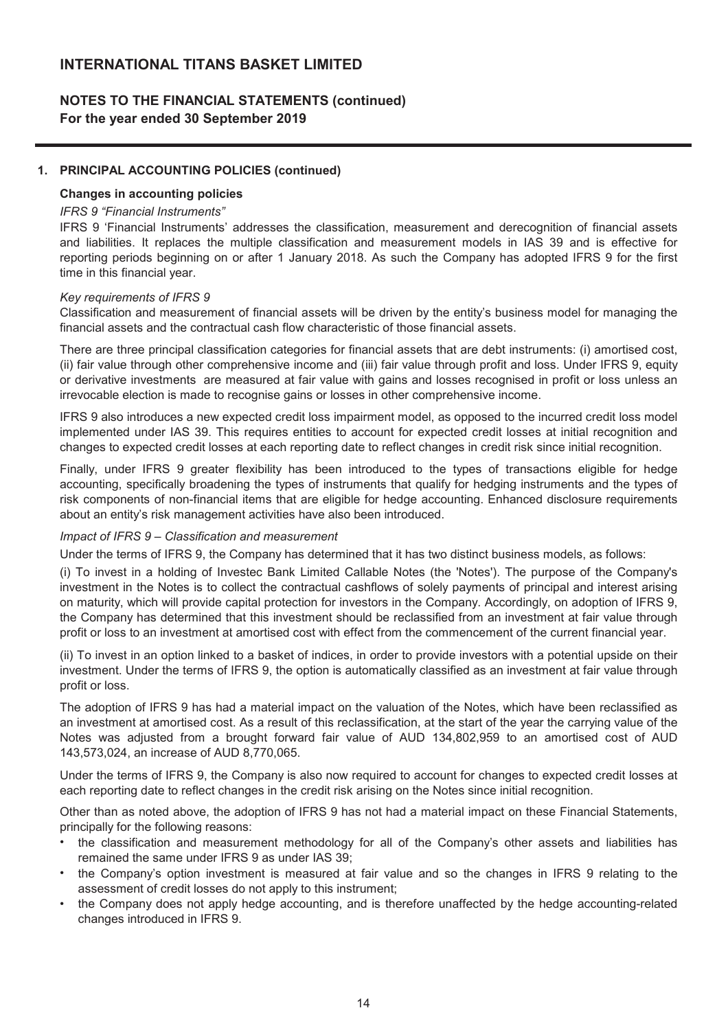# INTERNATIONAL TITANS BASKET LIMITED

## NOTES TO THE FINANCIAL STATEMENTS (continued)
**For the year ended 30 September 2019**

### 1. PRINCIPAL ACCOUNTING POLICIES (continued)

**Changes in accounting policies**

*IFRS 9 "Financial Instruments"*

IFRS 9 'Financial Instruments' addresses the classification, measurement and derecognition of financial assets and liabilities. It replaces the multiple classification and measurement models in IAS 39 and is effective for reporting periods beginning on or after 1 January 2018. As such the Company has adopted IFRS 9 for the first time in this financial year.

*Key requirements of IFRS 9*

Classification and measurement of financial assets will be driven by the entity's business model for managing the financial assets and the contractual cash flow characteristic of those financial assets.

There are three principal classification categories for financial assets that are debt instruments: (i) amortised cost, (ii) fair value through other comprehensive income and (iii) fair value through profit and loss. Under IFRS 9, equity or derivative investments are measured at fair value with gains and losses recognised in profit or loss unless an irrevocable election is made to recognise gains or losses in other comprehensive income.

IFRS 9 also introduces a new expected credit loss impairment model, as opposed to the incurred credit loss model implemented under IAS 39. This requires entities to account for expected credit losses at initial recognition and changes to expected credit losses at each reporting date to reflect changes in credit risk since initial recognition.

Finally, under IFRS 9 greater flexibility has been introduced to the types of transactions eligible for hedge accounting, specifically broadening the types of instruments that qualify for hedging instruments and the types of risk components of non-financial items that are eligible for hedge accounting. Enhanced disclosure requirements about an entity's risk management activities have also been introduced.

*Impact of IFRS 9 – Classification and measurement*

Under the terms of IFRS 9, the Company has determined that it has two distinct business models, as follows:

(i) To invest in a holding of Investec Bank Limited Callable Notes (the 'Notes'). The purpose of the Company's investment in the Notes is to collect the contractual cashflows of solely payments of principal and interest arising on maturity, which will provide capital protection for investors in the Company. Accordingly, on adoption of IFRS 9, the Company has determined that this investment should be reclassified from an investment at fair value through profit or loss to an investment at amortised cost with effect from the commencement of the current financial year.

(ii) To invest in an option linked to a basket of indices, in order to provide investors with a potential upside on their investment. Under the terms of IFRS 9, the option is automatically classified as an investment at fair value through profit or loss.

The adoption of IFRS 9 has had a material impact on the valuation of the Notes, which have been reclassified as an investment at amortised cost. As a result of this reclassification, at the start of the year the carrying value of the Notes was adjusted from a brought forward fair value of AUD 134,802,959 to an amortised cost of AUD 143,573,024, an increase of AUD 8,770,065.

Under the terms of IFRS 9, the Company is also now required to account for changes to expected credit losses at each reporting date to reflect changes in the credit risk arising on the Notes since initial recognition.

Other than as noted above, the adoption of IFRS 9 has not had a material impact on these Financial Statements, principally for the following reasons:

- the classification and measurement methodology for all of the Company's other assets and liabilities has remained the same under IFRS 9 as under IAS 39;
- the Company's option investment is measured at fair value and so the changes in IFRS 9 relating to the assessment of credit losses do not apply to this instrument;
- the Company does not apply hedge accounting, and is therefore unaffected by the hedge accounting-related changes introduced in IFRS 9.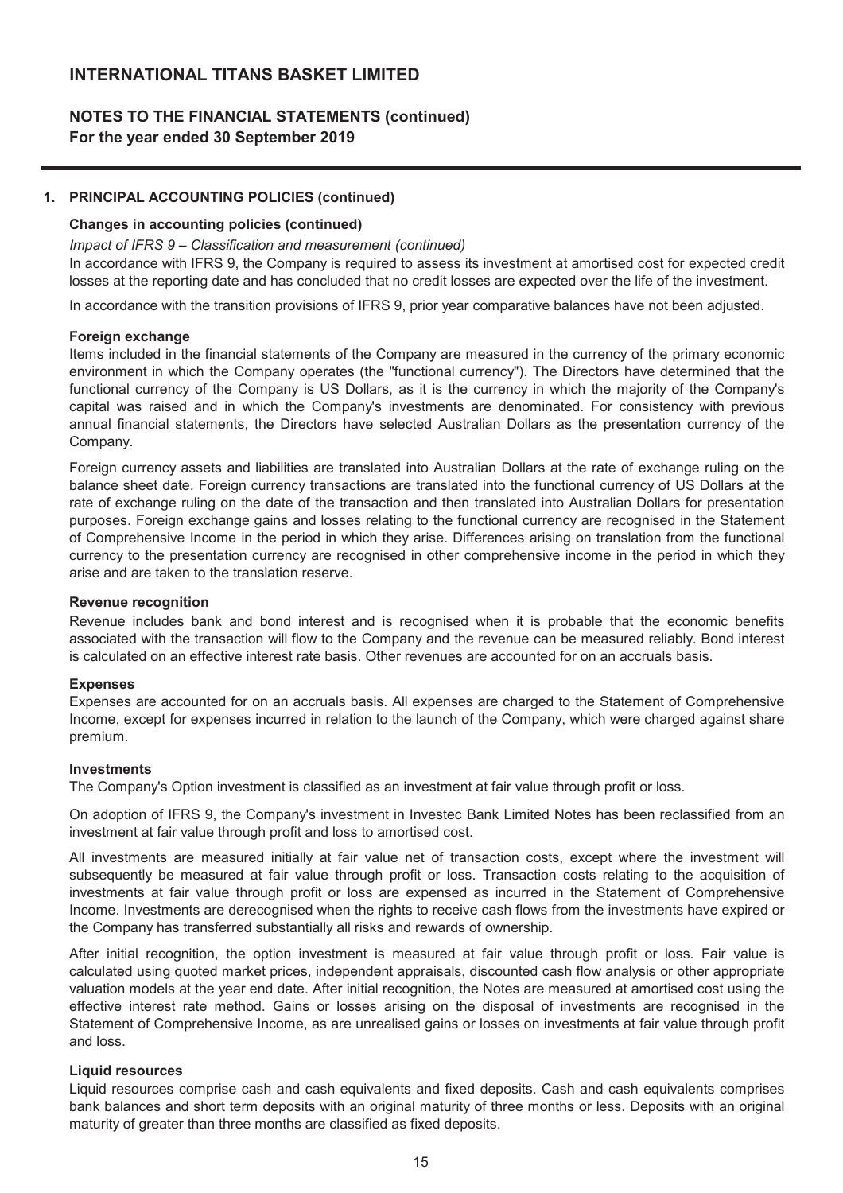# INTERNATIONAL TITANS BASKET LIMITED

## NOTES TO THE FINANCIAL STATEMENTS (continued)
**For the year ended 30 September 2019**

### 1. PRINCIPAL ACCOUNTING POLICIES (continued)

**Changes in accounting policies (continued)**

*Impact of IFRS 9 – Classification and measurement (continued)*

In accordance with IFRS 9, the Company is required to assess its investment at amortised cost for expected credit losses at the reporting date and has concluded that no credit losses are expected over the life of the investment.

In accordance with the transition provisions of IFRS 9, prior year comparative balances have not been adjusted.

**Foreign exchange**

Items included in the financial statements of the Company are measured in the currency of the primary economic environment in which the Company operates (the "functional currency"). The Directors have determined that the functional currency of the Company is US Dollars, as it is the currency in which the majority of the Company's capital was raised and in which the Company's investments are denominated. For consistency with previous annual financial statements, the Directors have selected Australian Dollars as the presentation currency of the Company.

Foreign currency assets and liabilities are translated into Australian Dollars at the rate of exchange ruling on the balance sheet date. Foreign currency transactions are translated into the functional currency of US Dollars at the rate of exchange ruling on the date of the transaction and then translated into Australian Dollars for presentation purposes. Foreign exchange gains and losses relating to the functional currency are recognised in the Statement of Comprehensive Income in the period in which they arise. Differences arising on translation from the functional currency to the presentation currency are recognised in other comprehensive income in the period in which they arise and are taken to the translation reserve.

**Revenue recognition**

Revenue includes bank and bond interest and is recognised when it is probable that the economic benefits associated with the transaction will flow to the Company and the revenue can be measured reliably. Bond interest is calculated on an effective interest rate basis. Other revenues are accounted for on an accruals basis.

**Expenses**

Expenses are accounted for on an accruals basis. All expenses are charged to the Statement of Comprehensive Income, except for expenses incurred in relation to the launch of the Company, which were charged against share premium.

**Investments**

The Company's Option investment is classified as an investment at fair value through profit or loss.

On adoption of IFRS 9, the Company's investment in Investec Bank Limited Notes has been reclassified from an investment at fair value through profit and loss to amortised cost.

All investments are measured initially at fair value net of transaction costs, except where the investment will subsequently be measured at fair value through profit or loss. Transaction costs relating to the acquisition of investments at fair value through profit or loss are expensed as incurred in the Statement of Comprehensive Income. Investments are derecognised when the rights to receive cash flows from the investments have expired or the Company has transferred substantially all risks and rewards of ownership.

After initial recognition, the option investment is measured at fair value through profit or loss. Fair value is calculated using quoted market prices, independent appraisals, discounted cash flow analysis or other appropriate valuation models at the year end date. After initial recognition, the Notes are measured at amortised cost using the effective interest rate method. Gains or losses arising on the disposal of investments are recognised in the Statement of Comprehensive Income, as are unrealised gains or losses on investments at fair value through profit and loss.

**Liquid resources**

Liquid resources comprise cash and cash equivalents and fixed deposits. Cash and cash equivalents comprises bank balances and short term deposits with an original maturity of three months or less. Deposits with an original maturity of greater than three months are classified as fixed deposits.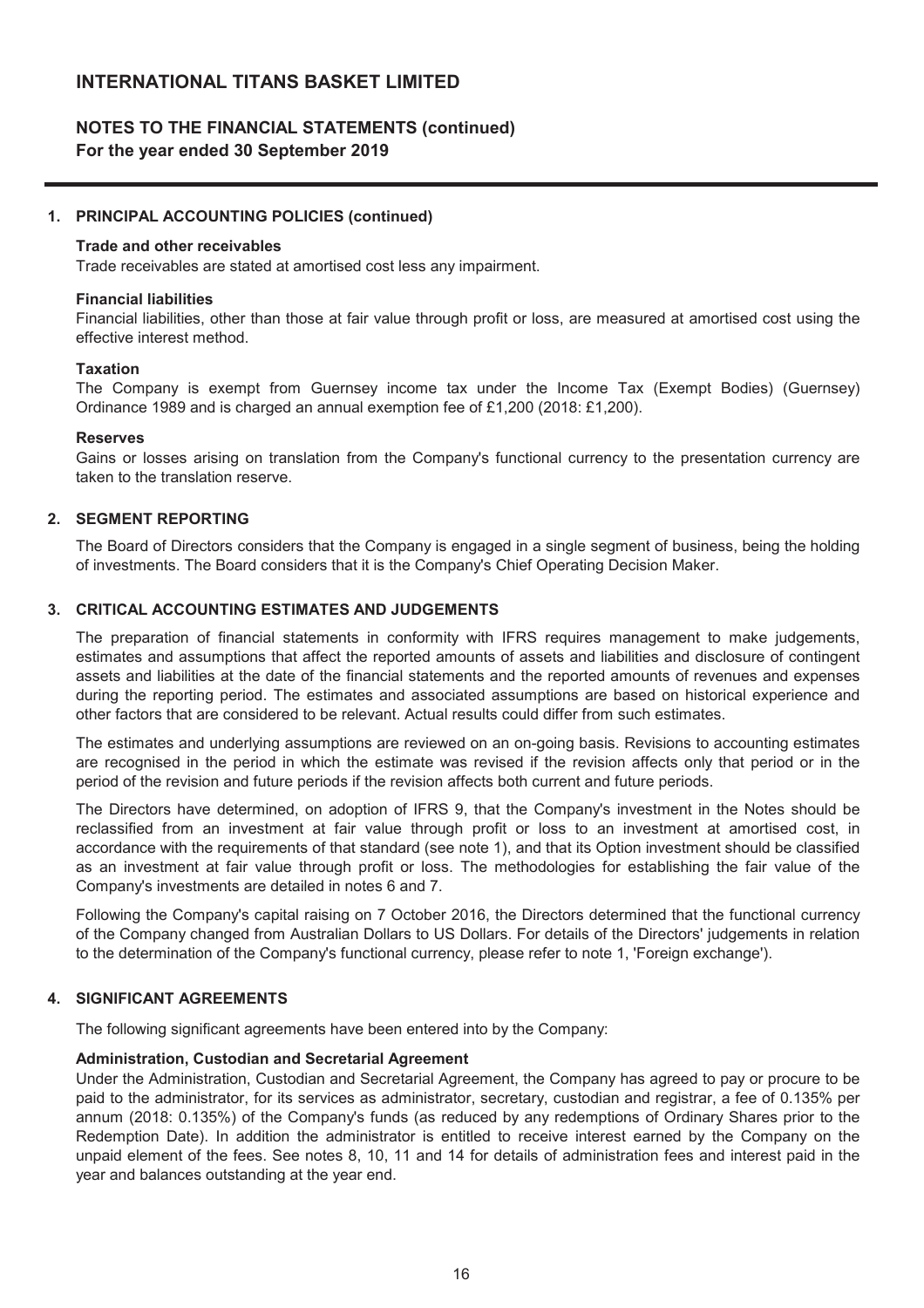# INTERNATIONAL TITANS BASKET LIMITED

## NOTES TO THE FINANCIAL STATEMENTS (continued)
**For the year ended 30 September 2019**

### 1. PRINCIPAL ACCOUNTING POLICIES (continued)

**Trade and other receivables**
Trade receivables are stated at amortised cost less any impairment.

**Financial liabilities**
Financial liabilities, other than those at fair value through profit or loss, are measured at amortised cost using the effective interest method.

**Taxation**
The Company is exempt from Guernsey income tax under the Income Tax (Exempt Bodies) (Guernsey) Ordinance 1989 and is charged an annual exemption fee of £1,200 (2018: £1,200).

**Reserves**
Gains or losses arising on translation from the Company's functional currency to the presentation currency are taken to the translation reserve.

### 2. SEGMENT REPORTING

The Board of Directors considers that the Company is engaged in a single segment of business, being the holding of investments. The Board considers that it is the Company's Chief Operating Decision Maker.

### 3. CRITICAL ACCOUNTING ESTIMATES AND JUDGEMENTS

The preparation of financial statements in conformity with IFRS requires management to make judgements, estimates and assumptions that affect the reported amounts of assets and liabilities and disclosure of contingent assets and liabilities at the date of the financial statements and the reported amounts of revenues and expenses during the reporting period. The estimates and associated assumptions are based on historical experience and other factors that are considered to be relevant. Actual results could differ from such estimates.

The estimates and underlying assumptions are reviewed on an on-going basis. Revisions to accounting estimates are recognised in the period in which the estimate was revised if the revision affects only that period or in the period of the revision and future periods if the revision affects both current and future periods.

The Directors have determined, on adoption of IFRS 9, that the Company's investment in the Notes should be reclassified from an investment at fair value through profit or loss to an investment at amortised cost, in accordance with the requirements of that standard (see note 1), and that its Option investment should be classified as an investment at fair value through profit or loss. The methodologies for establishing the fair value of the Company's investments are detailed in notes 6 and 7.

Following the Company's capital raising on 7 October 2016, the Directors determined that the functional currency of the Company changed from Australian Dollars to US Dollars. For details of the Directors' judgements in relation to the determination of the Company's functional currency, please refer to note 1, 'Foreign exchange').

### 4. SIGNIFICANT AGREEMENTS

The following significant agreements have been entered into by the Company:

**Administration, Custodian and Secretarial Agreement**
Under the Administration, Custodian and Secretarial Agreement, the Company has agreed to pay or procure to be paid to the administrator, for its services as administrator, secretary, custodian and registrar, a fee of 0.135% per annum (2018: 0.135%) of the Company's funds (as reduced by any redemptions of Ordinary Shares prior to the Redemption Date). In addition the administrator is entitled to receive interest earned by the Company on the unpaid element of the fees. See notes 8, 10, 11 and 14 for details of administration fees and interest paid in the year and balances outstanding at the year end.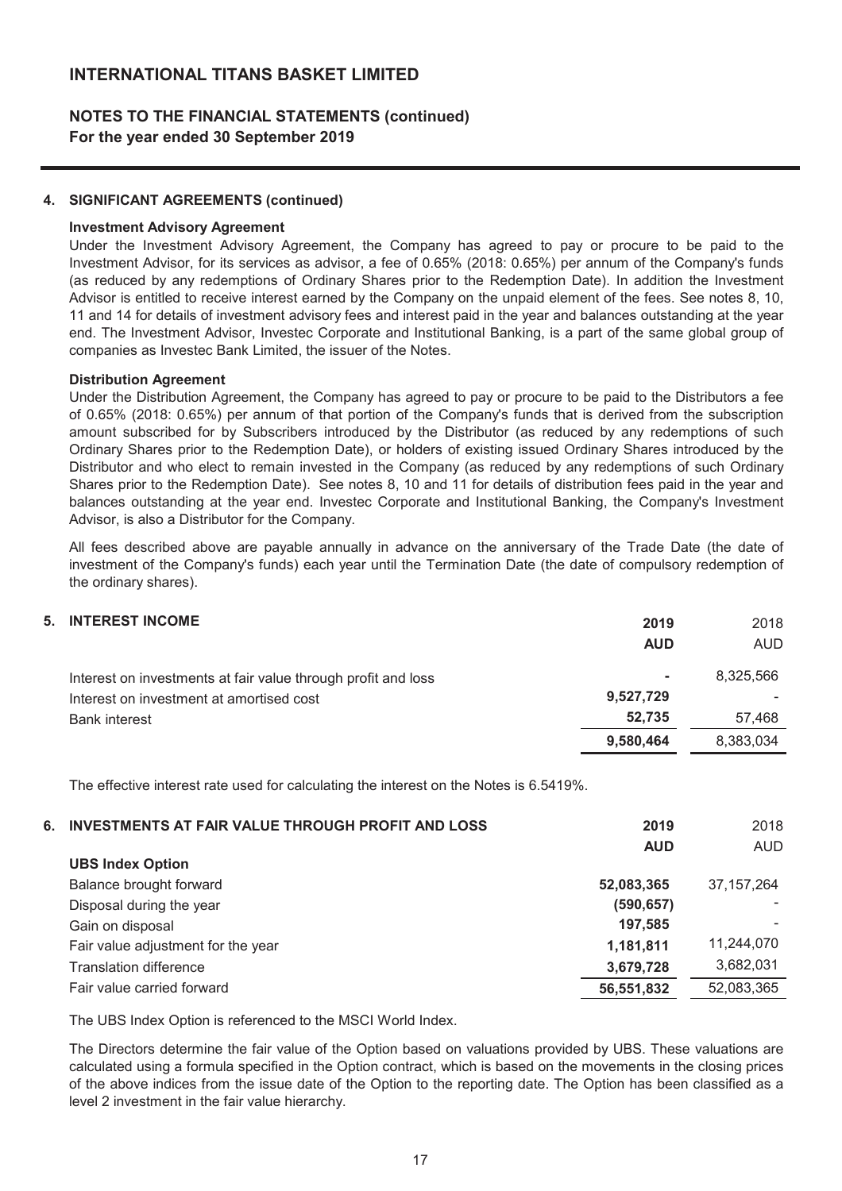# INTERNATIONAL TITANS BASKET LIMITED

## NOTES TO THE FINANCIAL STATEMENTS (continued)
**For the year ended 30 September 2019**

### 4. SIGNIFICANT AGREEMENTS (continued)

**Investment Advisory Agreement**

Under the Investment Advisory Agreement, the Company has agreed to pay or procure to be paid to the Investment Advisor, for its services as advisor, a fee of 0.65% (2018: 0.65%) per annum of the Company's funds (as reduced by any redemptions of Ordinary Shares prior to the Redemption Date). In addition the Investment Advisor is entitled to receive interest earned by the Company on the unpaid element of the fees. See notes 8, 10, 11 and 14 for details of investment advisory fees and interest paid in the year and balances outstanding at the year end. The Investment Advisor, Investec Corporate and Institutional Banking, is a part of the same global group of companies as Investec Bank Limited, the issuer of the Notes.

**Distribution Agreement**

Under the Distribution Agreement, the Company has agreed to pay or procure to be paid to the Distributors a fee of 0.65% (2018: 0.65%) per annum of that portion of the Company's funds that is derived from the subscription amount subscribed for by Subscribers introduced by the Distributor (as reduced by any redemptions of such Ordinary Shares prior to the Redemption Date), or holders of existing issued Ordinary Shares introduced by the Distributor and who elect to remain invested in the Company (as reduced by any redemptions of such Ordinary Shares prior to the Redemption Date). See notes 8, 10 and 11 for details of distribution fees paid in the year and balances outstanding at the year end. Investec Corporate and Institutional Banking, the Company's Investment Advisor, is also a Distributor for the Company.

All fees described above are payable annually in advance on the anniversary of the Trade Date (the date of investment of the Company's funds) each year until the Termination Date (the date of compulsory redemption of the ordinary shares).

### 5. INTEREST INCOME

| | 2019 | 2018 |
|---|---|---|
| | AUD | AUD |
| Interest on investments at fair value through profit and loss | - | 8,325,566 |
| Interest on investment at amortised cost | 9,527,729 | - |
| Bank interest | 52,735 | 57,468 |
| | **9,580,464** | 8,383,034 |

The effective interest rate used for calculating the interest on the Notes is 6.5419%.

### 6. INVESTMENTS AT FAIR VALUE THROUGH PROFIT AND LOSS

| | 2019 | 2018 |
|---|---|---|
| | AUD | AUD |
| **UBS Index Option** | | |
| Balance brought forward | 52,083,365 | 37,157,264 |
| Disposal during the year | (590,657) | - |
| Gain on disposal | 197,585 | - |
| Fair value adjustment for the year | 1,181,811 | 11,244,070 |
| Translation difference | 3,679,728 | 3,682,031 |
| Fair value carried forward | **56,551,832** | 52,083,365 |

The UBS Index Option is referenced to the MSCI World Index.

The Directors determine the fair value of the Option based on valuations provided by UBS. These valuations are calculated using a formula specified in the Option contract, which is based on the movements in the closing prices of the above indices from the issue date of the Option to the reporting date. The Option has been classified as a level 2 investment in the fair value hierarchy.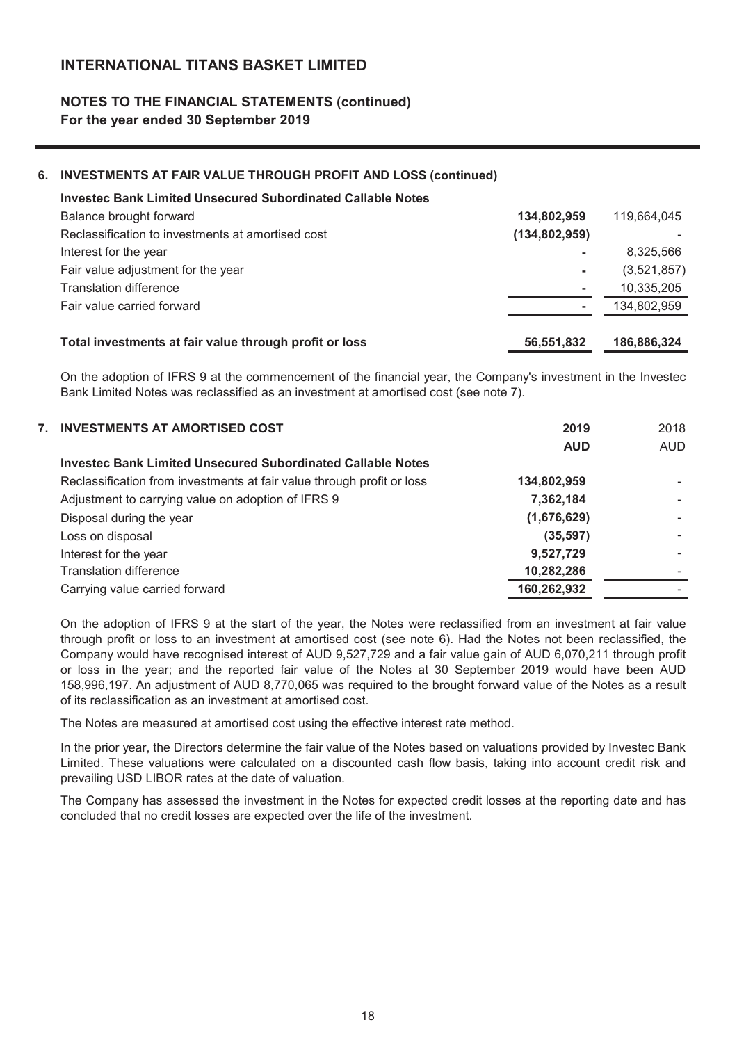# INTERNATIONAL TITANS BASKET LIMITED

## NOTES TO THE FINANCIAL STATEMENTS (continued)
**For the year ended 30 September 2019**

### 6. INVESTMENTS AT FAIR VALUE THROUGH PROFIT AND LOSS (continued)

| | | |
|---|---|---|
| **Investec Bank Limited Unsecured Subordinated Callable Notes** | | |
| Balance brought forward | **134,802,959** | 119,664,045 |
| Reclassification to investments at amortised cost | **(134,802,959)** | - |
| Interest for the year | **-** | 8,325,566 |
| Fair value adjustment for the year | **-** | (3,521,857) |
| Translation difference | **-** | 10,335,205 |
| Fair value carried forward | **-** | 134,802,959 |
| **Total investments at fair value through profit or loss** | **56,551,832** | **186,886,324** |

On the adoption of IFRS 9 at the commencement of the financial year, the Company's investment in the Investec Bank Limited Notes was reclassified as an investment at amortised cost (see note 7).

### 7. INVESTMENTS AT AMORTISED COST

| | 2019 | 2018 |
|---|---|---|
| | **AUD** | AUD |
| **Investec Bank Limited Unsecured Subordinated Callable Notes** | | |
| Reclassification from investments at fair value through profit or loss | **134,802,959** | - |
| Adjustment to carrying value on adoption of IFRS 9 | **7,362,184** | - |
| Disposal during the year | **(1,676,629)** | - |
| Loss on disposal | **(35,597)** | - |
| Interest for the year | **9,527,729** | - |
| Translation difference | **10,282,286** | - |
| Carrying value carried forward | **160,262,932** | - |

On the adoption of IFRS 9 at the start of the year, the Notes were reclassified from an investment at fair value through profit or loss to an investment at amortised cost (see note 6). Had the Notes not been reclassified, the Company would have recognised interest of AUD 9,527,729 and a fair value gain of AUD 6,070,211 through profit or loss in the year; and the reported fair value of the Notes at 30 September 2019 would have been AUD 158,996,197. An adjustment of AUD 8,770,065 was required to the brought forward value of the Notes as a result of its reclassification as an investment at amortised cost.

The Notes are measured at amortised cost using the effective interest rate method.

In the prior year, the Directors determine the fair value of the Notes based on valuations provided by Investec Bank Limited. These valuations were calculated on a discounted cash flow basis, taking into account credit risk and prevailing USD LIBOR rates at the date of valuation.

The Company has assessed the investment in the Notes for expected credit losses at the reporting date and has concluded that no credit losses are expected over the life of the investment.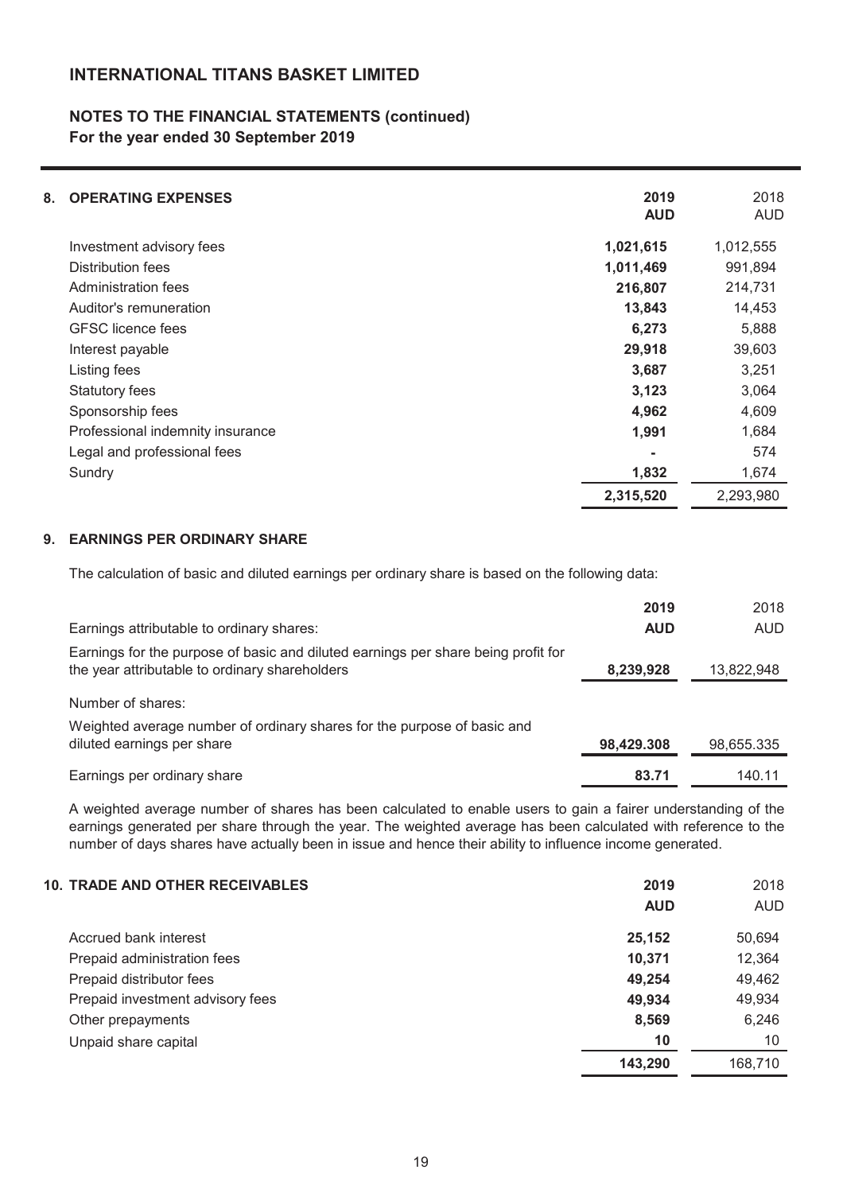# INTERNATIONAL TITANS BASKET LIMITED

## NOTES TO THE FINANCIAL STATEMENTS (continued)
**For the year ended 30 September 2019**

### 8. OPERATING EXPENSES

| | **2019 AUD** | 2018 AUD |
|---|---|---|
| Investment advisory fees | **1,021,615** | 1,012,555 |
| Distribution fees | **1,011,469** | 991,894 |
| Administration fees | **216,807** | 214,731 |
| Auditor's remuneration | **13,843** | 14,453 |
| GFSC licence fees | **6,273** | 5,888 |
| Interest payable | **29,918** | 39,603 |
| Listing fees | **3,687** | 3,251 |
| Statutory fees | **3,123** | 3,064 |
| Sponsorship fees | **4,962** | 4,609 |
| Professional indemnity insurance | **1,991** | 1,684 |
| Legal and professional fees | **-** | 574 |
| Sundry | **1,832** | 1,674 |
| | **2,315,520** | 2,293,980 |

### 9. EARNINGS PER ORDINARY SHARE

The calculation of basic and diluted earnings per ordinary share is based on the following data:

| | **2019** | 2018 |
|---|---|---|
| Earnings attributable to ordinary shares: | **AUD** | AUD |
| Earnings for the purpose of basic and diluted earnings per share being profit for the year attributable to ordinary shareholders | **8,239,928** | 13,822,948 |
| Number of shares: | | |
| Weighted average number of ordinary shares for the purpose of basic and diluted earnings per share | **98,429.308** | 98,655.335 |
| Earnings per ordinary share | **83.71** | 140.11 |

A weighted average number of shares has been calculated to enable users to gain a fairer understanding of the earnings generated per share through the year. The weighted average has been calculated with reference to the number of days shares have actually been in issue and hence their ability to influence income generated.

### 10. TRADE AND OTHER RECEIVABLES

| | **2019 AUD** | 2018 AUD |
|---|---|---|
| Accrued bank interest | **25,152** | 50,694 |
| Prepaid administration fees | **10,371** | 12,364 |
| Prepaid distributor fees | **49,254** | 49,462 |
| Prepaid investment advisory fees | **49,934** | 49,934 |
| Other prepayments | **8,569** | 6,246 |
| Unpaid share capital | **10** | 10 |
| | **143,290** | 168,710 |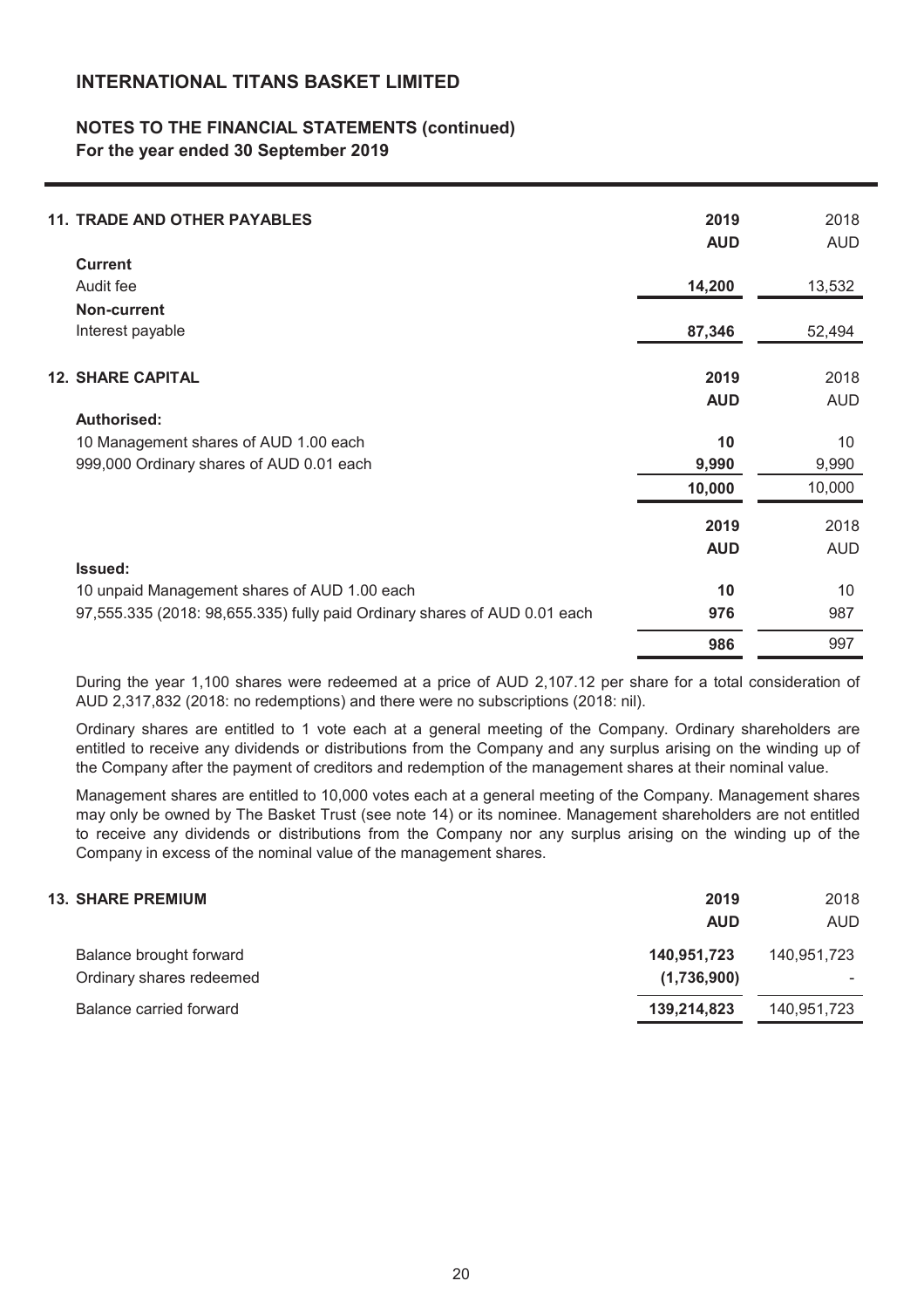# INTERNATIONAL TITANS BASKET LIMITED

## NOTES TO THE FINANCIAL STATEMENTS (continued)
**For the year ended 30 September 2019**

### 11. TRADE AND OTHER PAYABLES

| | 2019 | 2018 |
|---|---|---|
| | **AUD** | AUD |
| **Current** | | |
| Audit fee | **14,200** | 13,532 |
| **Non-current** | | |
| Interest payable | **87,346** | 52,494 |

### 12. SHARE CAPITAL

| | 2019 | 2018 |
|---|---|---|
| | **AUD** | AUD |
| **Authorised:** | | |
| 10 Management shares of AUD 1.00 each | **10** | 10 |
| 999,000 Ordinary shares of AUD 0.01 each | **9,990** | 9,990 |
| | **10,000** | 10,000 |

| | 2019 | 2018 |
|---|---|---|
| | **AUD** | AUD |
| **Issued:** | | |
| 10 unpaid Management shares of AUD 1.00 each | **10** | 10 |
| 97,555.335 (2018: 98,655.335) fully paid Ordinary shares of AUD 0.01 each | **976** | 987 |
| | **986** | 997 |

During the year 1,100 shares were redeemed at a price of AUD 2,107.12 per share for a total consideration of AUD 2,317,832 (2018: no redemptions) and there were no subscriptions (2018: nil).

Ordinary shares are entitled to 1 vote each at a general meeting of the Company. Ordinary shareholders are entitled to receive any dividends or distributions from the Company and any surplus arising on the winding up of the Company after the payment of creditors and redemption of the management shares at their nominal value.

Management shares are entitled to 10,000 votes each at a general meeting of the Company. Management shares may only be owned by The Basket Trust (see note 14) or its nominee. Management shareholders are not entitled to receive any dividends or distributions from the Company nor any surplus arising on the winding up of the Company in excess of the nominal value of the management shares.

### 13. SHARE PREMIUM

| | 2019 | 2018 |
|---|---|---|
| | **AUD** | AUD |
| Balance brought forward | **140,951,723** | 140,951,723 |
| Ordinary shares redeemed | **(1,736,900)** | - |
| Balance carried forward | **139,214,823** | 140,951,723 |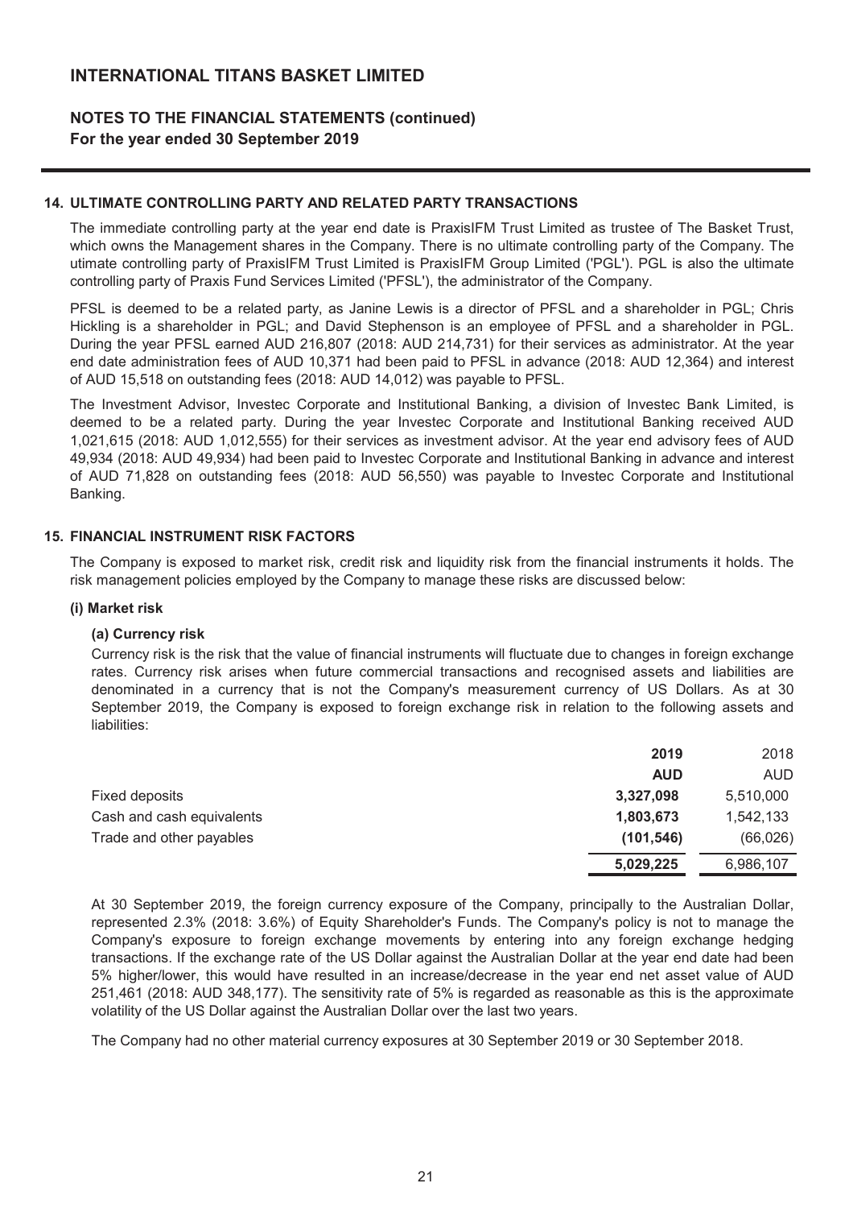# INTERNATIONAL TITANS BASKET LIMITED

## NOTES TO THE FINANCIAL STATEMENTS (continued)
**For the year ended 30 September 2019**

### 14. ULTIMATE CONTROLLING PARTY AND RELATED PARTY TRANSACTIONS

The immediate controlling party at the year end date is PraxisIFM Trust Limited as trustee of The Basket Trust, which owns the Management shares in the Company. There is no ultimate controlling party of the Company. The utimate controlling party of PraxisIFM Trust Limited is PraxisIFM Group Limited ('PGL'). PGL is also the ultimate controlling party of Praxis Fund Services Limited ('PFSL'), the administrator of the Company.

PFSL is deemed to be a related party, as Janine Lewis is a director of PFSL and a shareholder in PGL; Chris Hickling is a shareholder in PGL; and David Stephenson is an employee of PFSL and a shareholder in PGL. During the year PFSL earned AUD 216,807 (2018: AUD 214,731) for their services as administrator. At the year end date administration fees of AUD 10,371 had been paid to PFSL in advance (2018: AUD 12,364) and interest of AUD 15,518 on outstanding fees (2018: AUD 14,012) was payable to PFSL.

The Investment Advisor, Investec Corporate and Institutional Banking, a division of Investec Bank Limited, is deemed to be a related party. During the year Investec Corporate and Institutional Banking received AUD 1,021,615 (2018: AUD 1,012,555) for their services as investment advisor. At the year end advisory fees of AUD 49,934 (2018: AUD 49,934) had been paid to Investec Corporate and Institutional Banking in advance and interest of AUD 71,828 on outstanding fees (2018: AUD 56,550) was payable to Investec Corporate and Institutional Banking.

### 15. FINANCIAL INSTRUMENT RISK FACTORS

The Company is exposed to market risk, credit risk and liquidity risk from the financial instruments it holds. The risk management policies employed by the Company to manage these risks are discussed below:

**(i) Market risk**

**(a) Currency risk**

Currency risk is the risk that the value of financial instruments will fluctuate due to changes in foreign exchange rates. Currency risk arises when future commercial transactions and recognised assets and liabilities are denominated in a currency that is not the Company's measurement currency of US Dollars. As at 30 September 2019, the Company is exposed to foreign exchange risk in relation to the following assets and liabilities:

| | **2019** | 2018 |
|---|---|---|
| | **AUD** | AUD |
| Fixed deposits | **3,327,098** | 5,510,000 |
| Cash and cash equivalents | **1,803,673** | 1,542,133 |
| Trade and other payables | **(101,546)** | (66,026) |
| | **5,029,225** | 6,986,107 |

At 30 September 2019, the foreign currency exposure of the Company, principally to the Australian Dollar, represented 2.3% (2018: 3.6%) of Equity Shareholder's Funds. The Company's policy is not to manage the Company's exposure to foreign exchange movements by entering into any foreign exchange hedging transactions. If the exchange rate of the US Dollar against the Australian Dollar at the year end date had been 5% higher/lower, this would have resulted in an increase/decrease in the year end net asset value of AUD 251,461 (2018: AUD 348,177). The sensitivity rate of 5% is regarded as reasonable as this is the approximate volatility of the US Dollar against the Australian Dollar over the last two years.

The Company had no other material currency exposures at 30 September 2019 or 30 September 2018.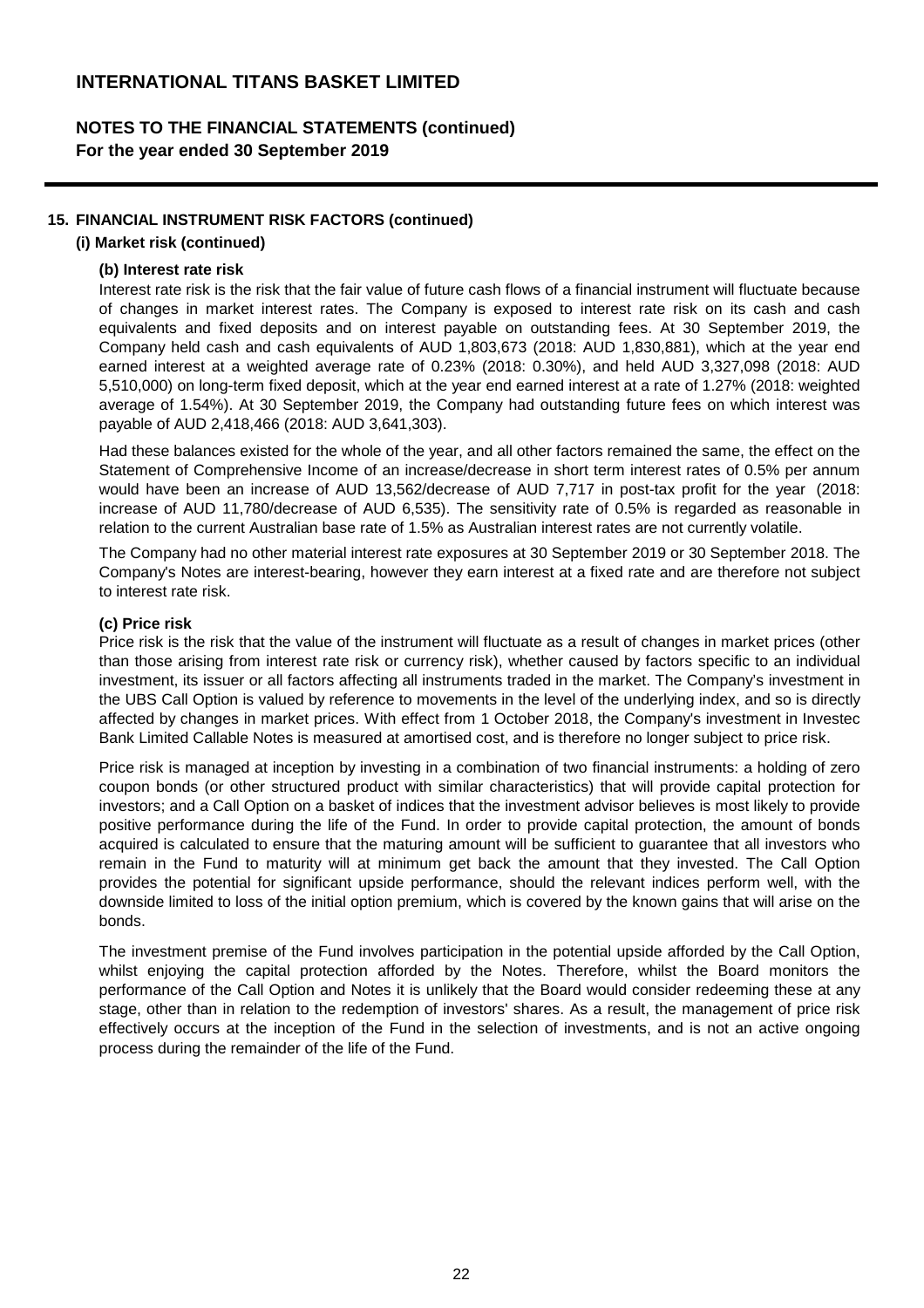# INTERNATIONAL TITANS BASKET LIMITED

## NOTES TO THE FINANCIAL STATEMENTS (continued)
**For the year ended 30 September 2019**

### 15. FINANCIAL INSTRUMENT RISK FACTORS (continued)

#### (i) Market risk (continued)

**(b) Interest rate risk**

Interest rate risk is the risk that the fair value of future cash flows of a financial instrument will fluctuate because of changes in market interest rates. The Company is exposed to interest rate risk on its cash and cash equivalents and fixed deposits and on interest payable on outstanding fees. At 30 September 2019, the Company held cash and cash equivalents of AUD 1,803,673 (2018: AUD 1,830,881), which at the year end earned interest at a weighted average rate of 0.23% (2018: 0.30%), and held AUD 3,327,098 (2018: AUD 5,510,000) on long-term fixed deposit, which at the year end earned interest at a rate of 1.27% (2018: weighted average of 1.54%). At 30 September 2019, the Company had outstanding future fees on which interest was payable of AUD 2,418,466 (2018: AUD 3,641,303).

Had these balances existed for the whole of the year, and all other factors remained the same, the effect on the Statement of Comprehensive Income of an increase/decrease in short term interest rates of 0.5% per annum would have been an increase of AUD 13,562/decrease of AUD 7,717 in post-tax profit for the year (2018: increase of AUD 11,780/decrease of AUD 6,535). The sensitivity rate of 0.5% is regarded as reasonable in relation to the current Australian base rate of 1.5% as Australian interest rates are not currently volatile.

The Company had no other material interest rate exposures at 30 September 2019 or 30 September 2018. The Company's Notes are interest-bearing, however they earn interest at a fixed rate and are therefore not subject to interest rate risk.

**(c) Price risk**

Price risk is the risk that the value of the instrument will fluctuate as a result of changes in market prices (other than those arising from interest rate risk or currency risk), whether caused by factors specific to an individual investment, its issuer or all factors affecting all instruments traded in the market. The Company's investment in the UBS Call Option is valued by reference to movements in the level of the underlying index, and so is directly affected by changes in market prices. With effect from 1 October 2018, the Company's investment in Investec Bank Limited Callable Notes is measured at amortised cost, and is therefore no longer subject to price risk.

Price risk is managed at inception by investing in a combination of two financial instruments: a holding of zero coupon bonds (or other structured product with similar characteristics) that will provide capital protection for investors; and a Call Option on a basket of indices that the investment advisor believes is most likely to provide positive performance during the life of the Fund. In order to provide capital protection, the amount of bonds acquired is calculated to ensure that the maturing amount will be sufficient to guarantee that all investors who remain in the Fund to maturity will at minimum get back the amount that they invested. The Call Option provides the potential for significant upside performance, should the relevant indices perform well, with the downside limited to loss of the initial option premium, which is covered by the known gains that will arise on the bonds.

The investment premise of the Fund involves participation in the potential upside afforded by the Call Option, whilst enjoying the capital protection afforded by the Notes. Therefore, whilst the Board monitors the performance of the Call Option and Notes it is unlikely that the Board would consider redeeming these at any stage, other than in relation to the redemption of investors' shares. As a result, the management of price risk effectively occurs at the inception of the Fund in the selection of investments, and is not an active ongoing process during the remainder of the life of the Fund.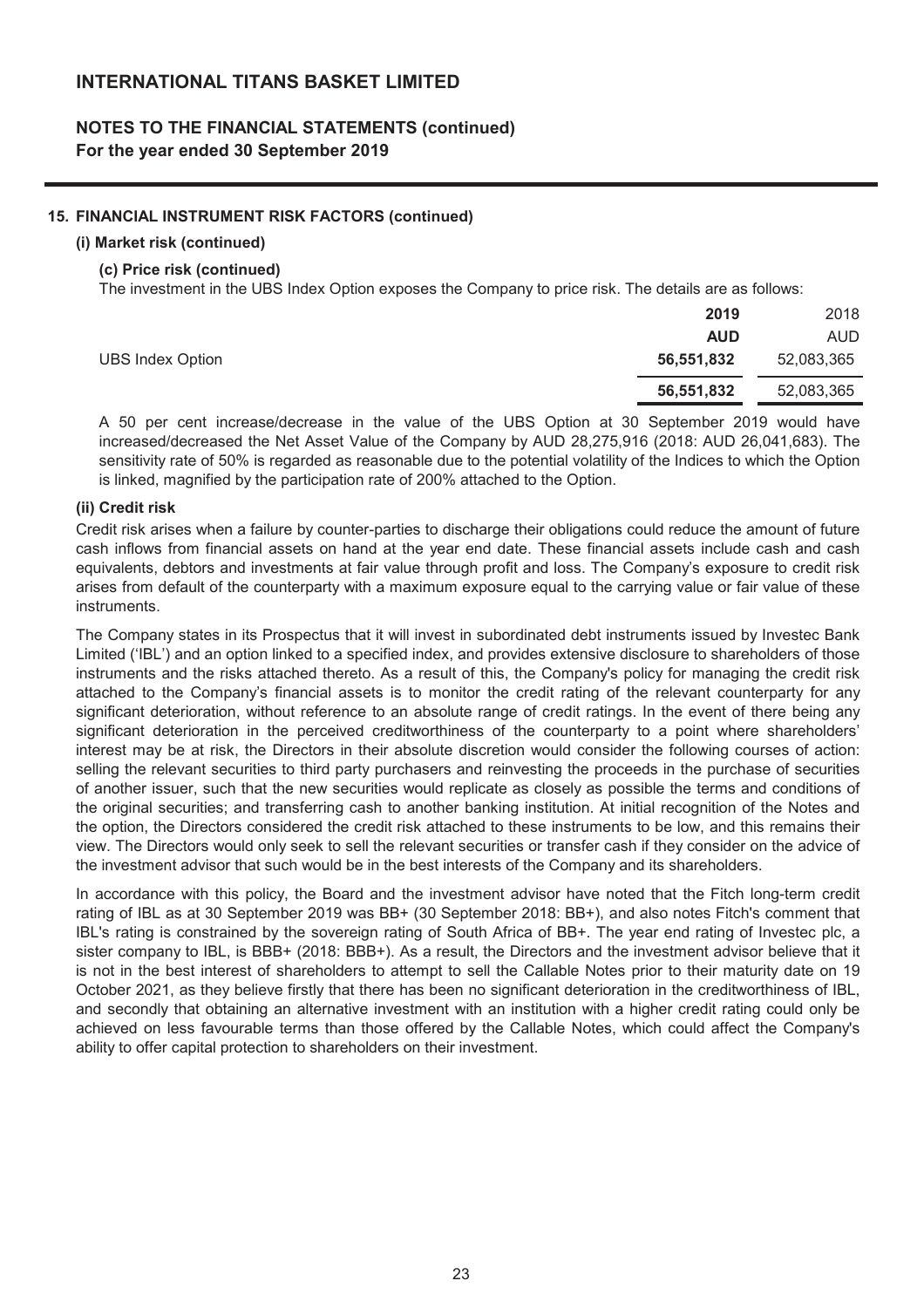# INTERNATIONAL TITANS BASKET LIMITED

## NOTES TO THE FINANCIAL STATEMENTS (continued)
**For the year ended 30 September 2019**

### 15. FINANCIAL INSTRUMENT RISK FACTORS (continued)

#### (i) Market risk (continued)

**(c) Price risk (continued)**

The investment in the UBS Index Option exposes the Company to price risk. The details are as follows:

| | **2019** | 2018 |
|---|---|---|
| | **AUD** | AUD |
| UBS Index Option | **56,551,832** | 52,083,365 |
| | **56,551,832** | 52,083,365 |

A 50 per cent increase/decrease in the value of the UBS Option at 30 September 2019 would have increased/decreased the Net Asset Value of the Company by AUD 28,275,916 (2018: AUD 26,041,683). The sensitivity rate of 50% is regarded as reasonable due to the potential volatility of the Indices to which the Option is linked, magnified by the participation rate of 200% attached to the Option.

#### (ii) Credit risk

Credit risk arises when a failure by counter-parties to discharge their obligations could reduce the amount of future cash inflows from financial assets on hand at the year end date. These financial assets include cash and cash equivalents, debtors and investments at fair value through profit and loss. The Company's exposure to credit risk arises from default of the counterparty with a maximum exposure equal to the carrying value or fair value of these instruments.

The Company states in its Prospectus that it will invest in subordinated debt instruments issued by Investec Bank Limited ('IBL') and an option linked to a specified index, and provides extensive disclosure to shareholders of those instruments and the risks attached thereto. As a result of this, the Company's policy for managing the credit risk attached to the Company's financial assets is to monitor the credit rating of the relevant counterparty for any significant deterioration, without reference to an absolute range of credit ratings. In the event of there being any significant deterioration in the perceived creditworthiness of the counterparty to a point where shareholders' interest may be at risk, the Directors in their absolute discretion would consider the following courses of action: selling the relevant securities to third party purchasers and reinvesting the proceeds in the purchase of securities of another issuer, such that the new securities would replicate as closely as possible the terms and conditions of the original securities; and transferring cash to another banking institution. At initial recognition of the Notes and the option, the Directors considered the credit risk attached to these instruments to be low, and this remains their view. The Directors would only seek to sell the relevant securities or transfer cash if they consider on the advice of the investment advisor that such would be in the best interests of the Company and its shareholders.

In accordance with this policy, the Board and the investment advisor have noted that the Fitch long-term credit rating of IBL as at 30 September 2019 was BB+ (30 September 2018: BB+), and also notes Fitch's comment that IBL's rating is constrained by the sovereign rating of South Africa of BB+. The year end rating of Investec plc, a sister company to IBL, is BBB+ (2018: BBB+). As a result, the Directors and the investment advisor believe that it is not in the best interest of shareholders to attempt to sell the Callable Notes prior to their maturity date on 19 October 2021, as they believe firstly that there has been no significant deterioration in the creditworthiness of IBL, and secondly that obtaining an alternative investment with an institution with a higher credit rating could only be achieved on less favourable terms than those offered by the Callable Notes, which could affect the Company's ability to offer capital protection to shareholders on their investment.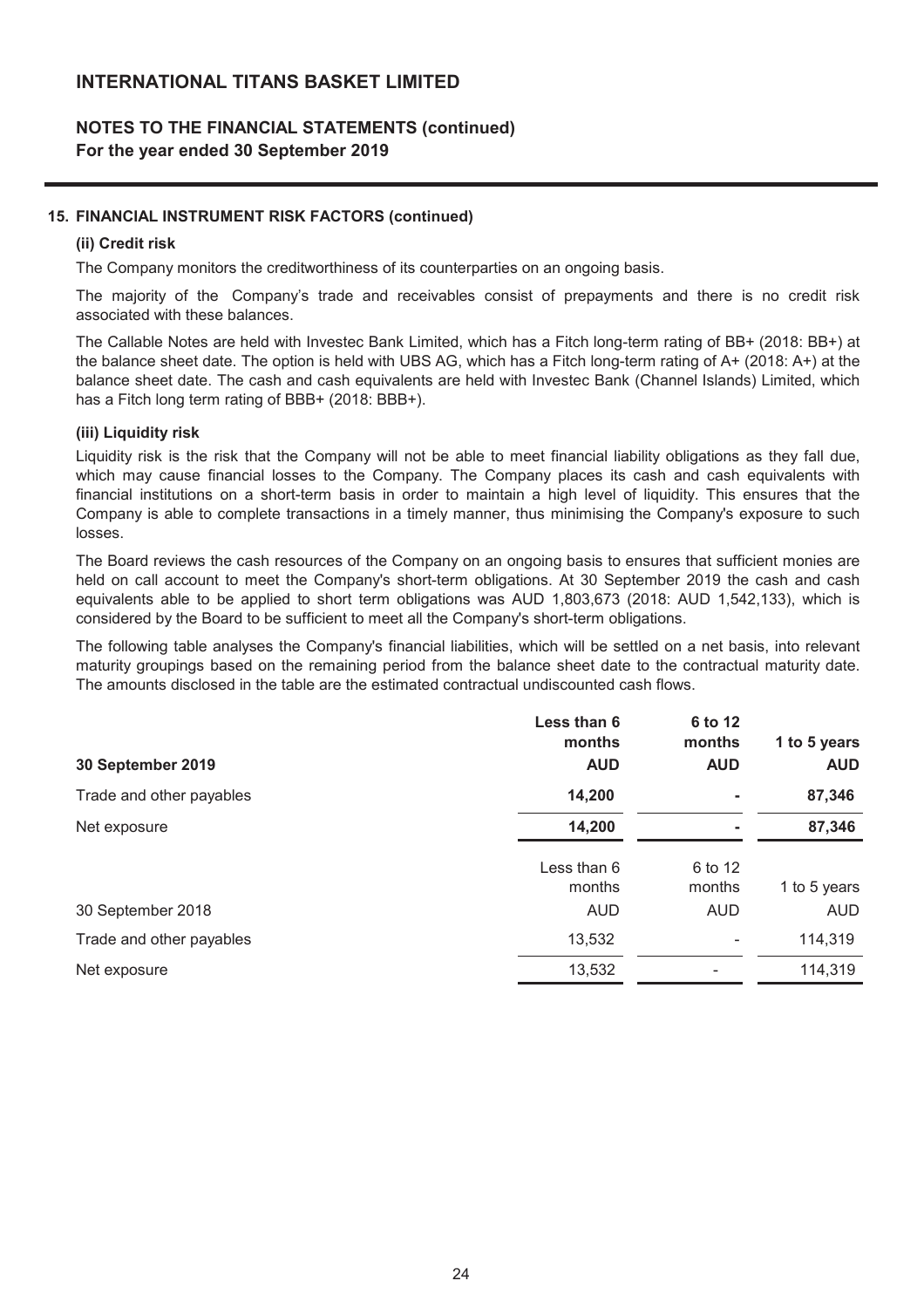## 15. FINANCIAL INSTRUMENT RISK FACTORS (continued)

### (ii) Credit risk

The Company monitors the creditworthiness of its counterparties on an ongoing basis.

The majority of the Company's trade and receivables consist of prepayments and there is no credit risk associated with these balances.

The Callable Notes are held with Investec Bank Limited, which has a Fitch long-term rating of BB+ (2018: BB+) at the balance sheet date. The option is held with UBS AG, which has a Fitch long-term rating of A+ (2018: A+) at the balance sheet date. The cash and cash equivalents are held with Investec Bank (Channel Islands) Limited, which has a Fitch long term rating of BBB+ (2018: BBB+).

### (iii) Liquidity risk

Liquidity risk is the risk that the Company will not be able to meet financial liability obligations as they fall due, which may cause financial losses to the Company. The Company places its cash and cash equivalents with financial institutions on a short-term basis in order to maintain a high level of liquidity. This ensures that the Company is able to complete transactions in a timely manner, thus minimising the Company's exposure to such losses.

The Board reviews the cash resources of the Company on an ongoing basis to ensures that sufficient monies are held on call account to meet the Company's short-term obligations. At 30 September 2019 the cash and cash equivalents able to be applied to short term obligations was AUD 1,803,673 (2018: AUD 1,542,133), which is considered by the Board to be sufficient to meet all the Company's short-term obligations.

The following table analyses the Company's financial liabilities, which will be settled on a net basis, into relevant maturity groupings based on the remaining period from the balance sheet date to the contractual maturity date. The amounts disclosed in the table are the estimated contractual undiscounted cash flows.

| **30 September 2019** | **Less than 6 months AUD** | **6 to 12 months AUD** | **1 to 5 years AUD** |
|---|---|---|---|
| Trade and other payables | **14,200** | **-** | **87,346** |
| Net exposure | **14,200** | **-** | **87,346** |

| 30 September 2018 | Less than 6 months AUD | 6 to 12 months AUD | 1 to 5 years AUD |
|---|---|---|---|
| Trade and other payables | 13,532 | - | 114,319 |
| Net exposure | 13,532 | - | 114,319 |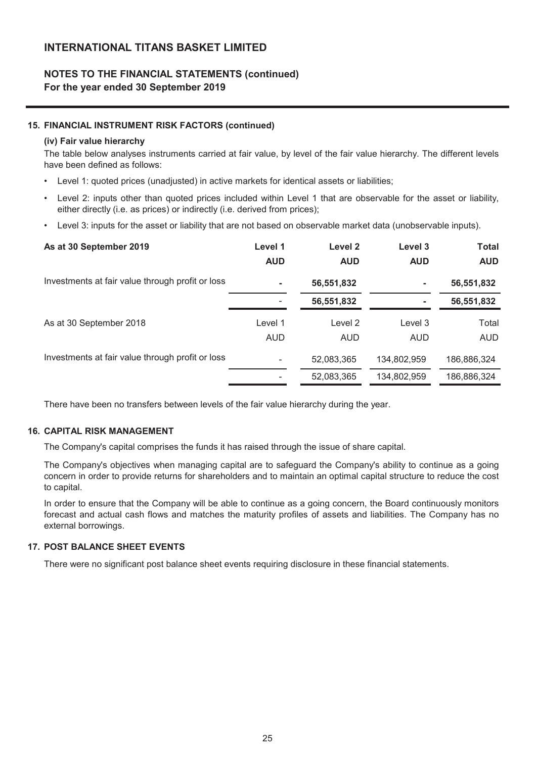# INTERNATIONAL TITANS BASKET LIMITED

## NOTES TO THE FINANCIAL STATEMENTS (continued)
**For the year ended 30 September 2019**

### 15. FINANCIAL INSTRUMENT RISK FACTORS (continued)

#### (iv) Fair value hierarchy

The table below analyses instruments carried at fair value, by level of the fair value hierarchy. The different levels have been defined as follows:

- Level 1: quoted prices (unadjusted) in active markets for identical assets or liabilities;
- Level 2: inputs other than quoted prices included within Level 1 that are observable for the asset or liability, either directly (i.e. as prices) or indirectly (i.e. derived from prices);
- Level 3: inputs for the asset or liability that are not based on observable market data (unobservable inputs).

| **As at 30 September 2019** | **Level 1** | **Level 2** | **Level 3** | **Total** |
|---|---|---|---|---|
| | **AUD** | **AUD** | **AUD** | **AUD** |
| Investments at fair value through profit or loss | **-** | **56,551,832** | **-** | **56,551,832** |
| | - | **56,551,832** | **-** | **56,551,832** |

| As at 30 September 2018 | Level 1 | Level 2 | Level 3 | Total |
|---|---|---|---|---|
| | AUD | AUD | AUD | AUD |
| Investments at fair value through profit or loss | - | 52,083,365 | 134,802,959 | 186,886,324 |
| | - | 52,083,365 | 134,802,959 | 186,886,324 |

There have been no transfers between levels of the fair value hierarchy during the year.

### 16. CAPITAL RISK MANAGEMENT

The Company's capital comprises the funds it has raised through the issue of share capital.

The Company's objectives when managing capital are to safeguard the Company's ability to continue as a going concern in order to provide returns for shareholders and to maintain an optimal capital structure to reduce the cost to capital.

In order to ensure that the Company will be able to continue as a going concern, the Board continuously monitors forecast and actual cash flows and matches the maturity profiles of assets and liabilities. The Company has no external borrowings.

### 17. POST BALANCE SHEET EVENTS

There were no significant post balance sheet events requiring disclosure in these financial statements.